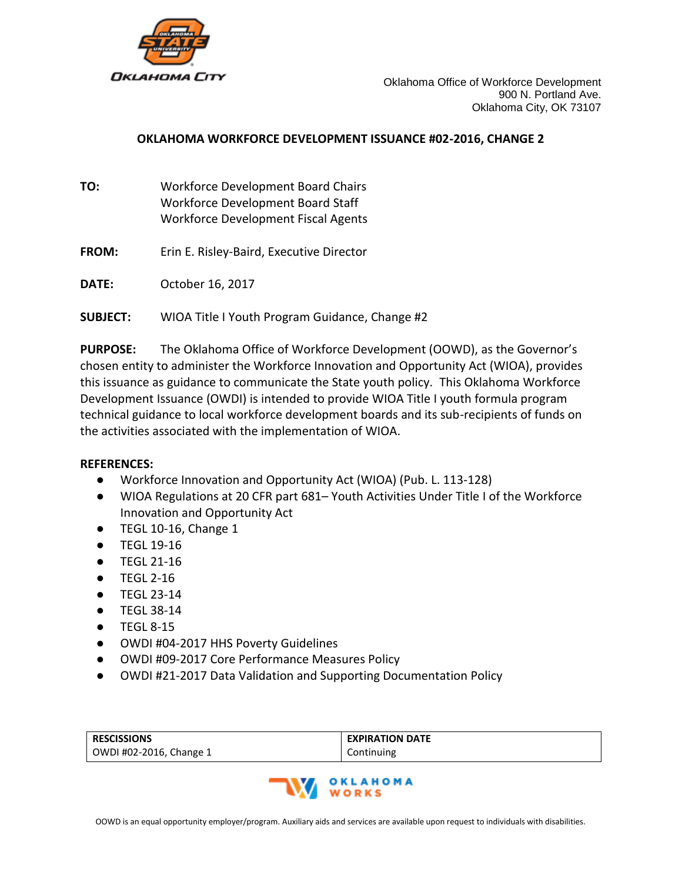Oklahoma Office of Workforce Development
900 N. Portland Ave.
Oklahoma City, OK 73107

# OKLAHOMA WORKFORCE DEVELOPMENT ISSUANCE #02-2016, CHANGE 2

**TO:** Workforce Development Board Chairs
Workforce Development Board Staff
Workforce Development Fiscal Agents

**FROM:** Erin E. Risley-Baird, Executive Director

**DATE:** October 16, 2017

**SUBJECT:** WIOA Title I Youth Program Guidance, Change #2

**PURPOSE:** The Oklahoma Office of Workforce Development (OOWD), as the Governor's chosen entity to administer the Workforce Innovation and Opportunity Act (WIOA), provides this issuance as guidance to communicate the State youth policy. This Oklahoma Workforce Development Issuance (OWDI) is intended to provide WIOA Title I youth formula program technical guidance to local workforce development boards and its sub-recipients of funds on the activities associated with the implementation of WIOA.

**REFERENCES:**

- Workforce Innovation and Opportunity Act (WIOA) (Pub. L. 113-128)
- WIOA Regulations at 20 CFR part 681– Youth Activities Under Title I of the Workforce Innovation and Opportunity Act
- TEGL 10-16, Change 1
- TEGL 19-16
- TEGL 21-16
- TEGL 2-16
- TEGL 23-14
- TEGL 38-14
- TEGL 8-15
- OWDI #04-2017 HHS Poverty Guidelines
- OWDI #09-2017 Core Performance Measures Policy
- OWDI #21-2017 Data Validation and Supporting Documentation Policy

| RESCISSIONS | EXPIRATION DATE |
|---|---|
| OWDI #02-2016, Change 1 | Continuing |

OOWD is an equal opportunity employer/program. Auxiliary aids and services are available upon request to individuals with disabilities.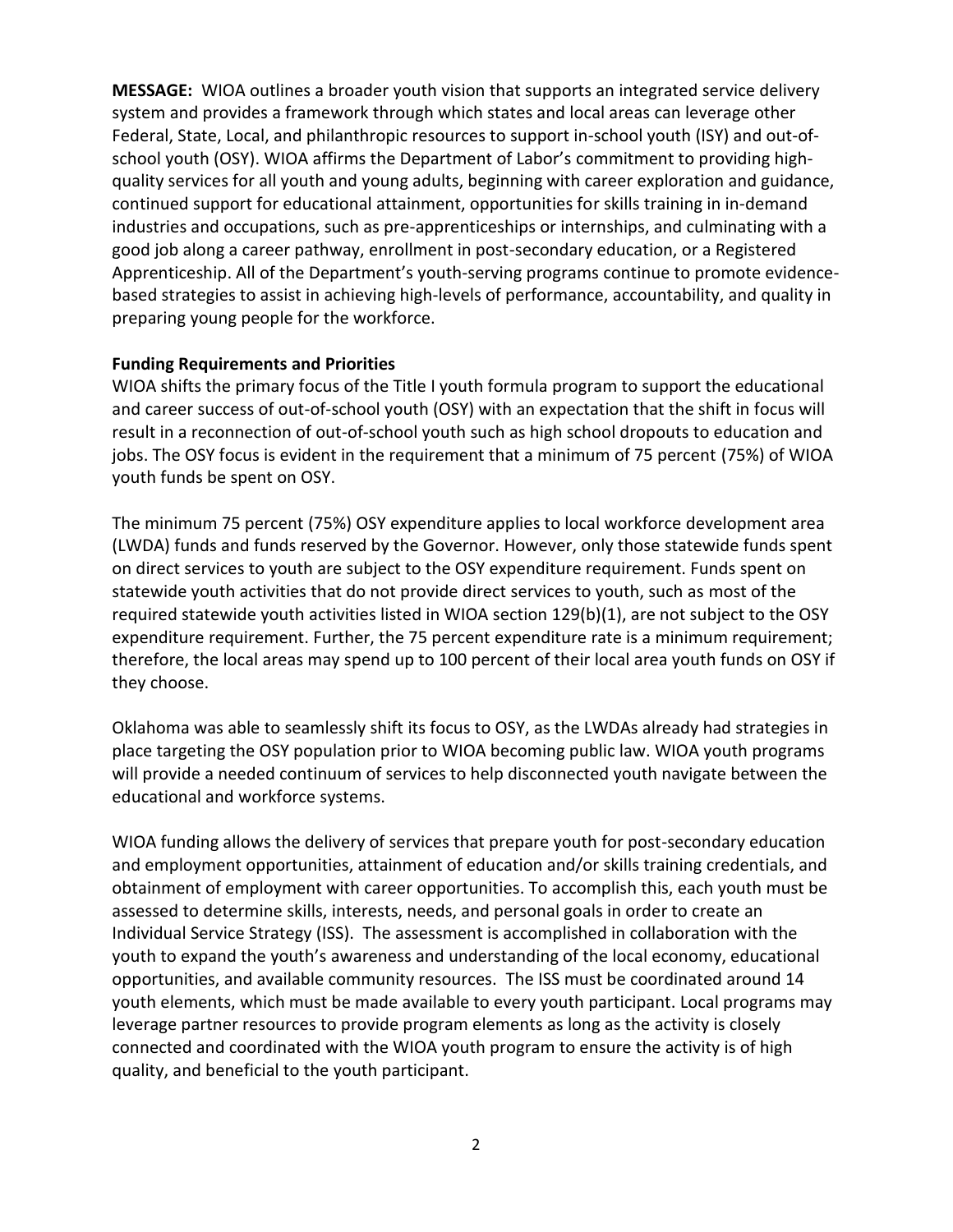**MESSAGE:** WIOA outlines a broader youth vision that supports an integrated service delivery system and provides a framework through which states and local areas can leverage other Federal, State, Local, and philanthropic resources to support in-school youth (ISY) and out-of-school youth (OSY). WIOA affirms the Department of Labor's commitment to providing high-quality services for all youth and young adults, beginning with career exploration and guidance, continued support for educational attainment, opportunities for skills training in in-demand industries and occupations, such as pre-apprenticeships or internships, and culminating with a good job along a career pathway, enrollment in post-secondary education, or a Registered Apprenticeship. All of the Department's youth-serving programs continue to promote evidence-based strategies to assist in achieving high-levels of performance, accountability, and quality in preparing young people for the workforce.

**Funding Requirements and Priorities**

WIOA shifts the primary focus of the Title I youth formula program to support the educational and career success of out-of-school youth (OSY) with an expectation that the shift in focus will result in a reconnection of out-of-school youth such as high school dropouts to education and jobs. The OSY focus is evident in the requirement that a minimum of 75 percent (75%) of WIOA youth funds be spent on OSY.

The minimum 75 percent (75%) OSY expenditure applies to local workforce development area (LWDA) funds and funds reserved by the Governor. However, only those statewide funds spent on direct services to youth are subject to the OSY expenditure requirement. Funds spent on statewide youth activities that do not provide direct services to youth, such as most of the required statewide youth activities listed in WIOA section 129(b)(1), are not subject to the OSY expenditure requirement. Further, the 75 percent expenditure rate is a minimum requirement; therefore, the local areas may spend up to 100 percent of their local area youth funds on OSY if they choose.

Oklahoma was able to seamlessly shift its focus to OSY, as the LWDAs already had strategies in place targeting the OSY population prior to WIOA becoming public law. WIOA youth programs will provide a needed continuum of services to help disconnected youth navigate between the educational and workforce systems.

WIOA funding allows the delivery of services that prepare youth for post-secondary education and employment opportunities, attainment of education and/or skills training credentials, and obtainment of employment with career opportunities. To accomplish this, each youth must be assessed to determine skills, interests, needs, and personal goals in order to create an Individual Service Strategy (ISS). The assessment is accomplished in collaboration with the youth to expand the youth's awareness and understanding of the local economy, educational opportunities, and available community resources. The ISS must be coordinated around 14 youth elements, which must be made available to every youth participant. Local programs may leverage partner resources to provide program elements as long as the activity is closely connected and coordinated with the WIOA youth program to ensure the activity is of high quality, and beneficial to the youth participant.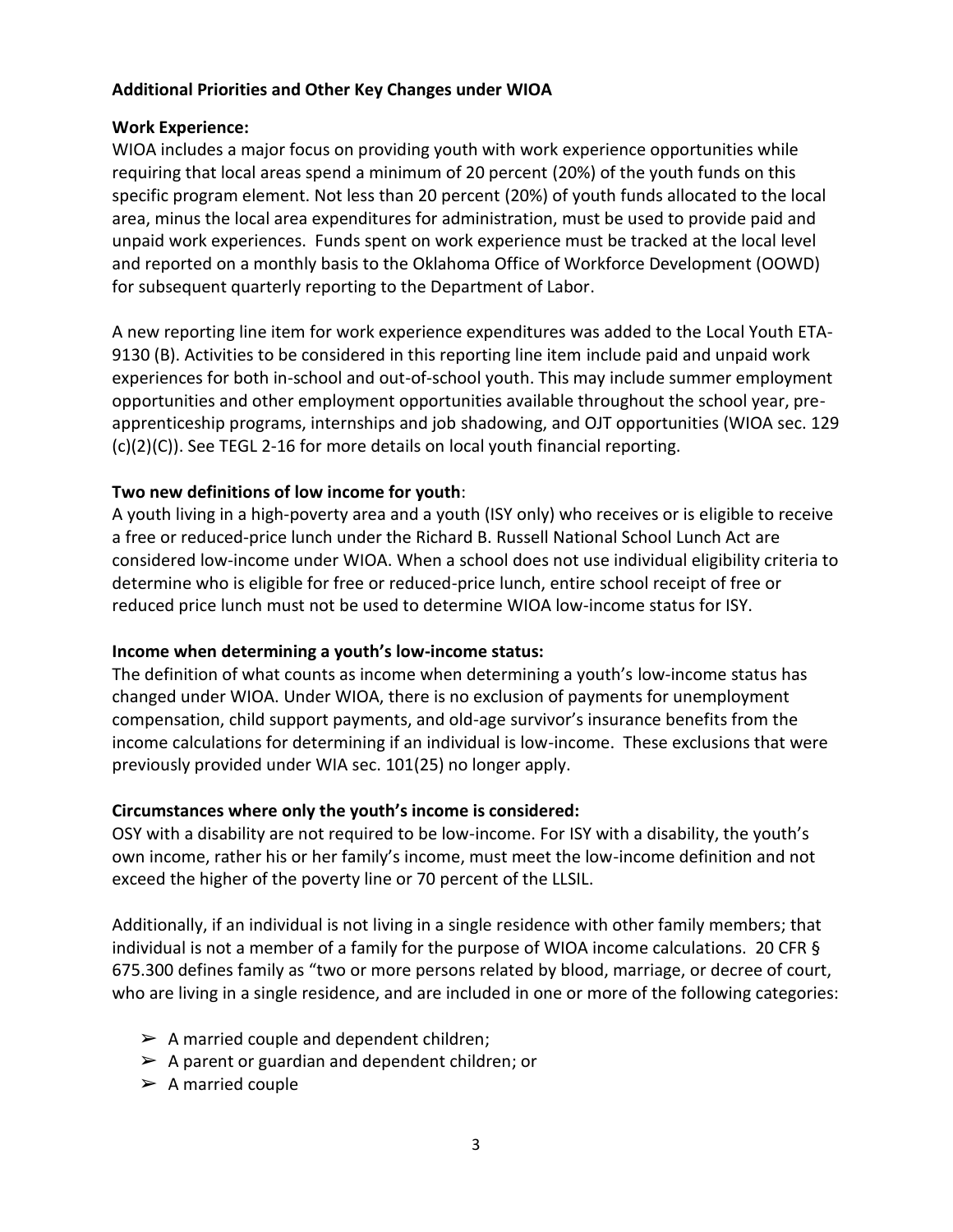**Additional Priorities and Other Key Changes under WIOA**

**Work Experience:**

WIOA includes a major focus on providing youth with work experience opportunities while requiring that local areas spend a minimum of 20 percent (20%) of the youth funds on this specific program element. Not less than 20 percent (20%) of youth funds allocated to the local area, minus the local area expenditures for administration, must be used to provide paid and unpaid work experiences. Funds spent on work experience must be tracked at the local level and reported on a monthly basis to the Oklahoma Office of Workforce Development (OOWD) for subsequent quarterly reporting to the Department of Labor.

A new reporting line item for work experience expenditures was added to the Local Youth ETA-9130 (B). Activities to be considered in this reporting line item include paid and unpaid work experiences for both in-school and out-of-school youth. This may include summer employment opportunities and other employment opportunities available throughout the school year, pre-apprenticeship programs, internships and job shadowing, and OJT opportunities (WIOA sec. 129 (c)(2)(C)). See TEGL 2-16 for more details on local youth financial reporting.

**Two new definitions of low income for youth**:

A youth living in a high-poverty area and a youth (ISY only) who receives or is eligible to receive a free or reduced-price lunch under the Richard B. Russell National School Lunch Act are considered low-income under WIOA. When a school does not use individual eligibility criteria to determine who is eligible for free or reduced-price lunch, entire school receipt of free or reduced price lunch must not be used to determine WIOA low-income status for ISY.

**Income when determining a youth's low-income status:**

The definition of what counts as income when determining a youth's low-income status has changed under WIOA. Under WIOA, there is no exclusion of payments for unemployment compensation, child support payments, and old-age survivor's insurance benefits from the income calculations for determining if an individual is low-income. These exclusions that were previously provided under WIA sec. 101(25) no longer apply.

**Circumstances where only the youth's income is considered:**

OSY with a disability are not required to be low-income. For ISY with a disability, the youth's own income, rather his or her family's income, must meet the low-income definition and not exceed the higher of the poverty line or 70 percent of the LLSIL.

Additionally, if an individual is not living in a single residence with other family members; that individual is not a member of a family for the purpose of WIOA income calculations. 20 CFR § 675.300 defines family as "two or more persons related by blood, marriage, or decree of court, who are living in a single residence, and are included in one or more of the following categories:

- A married couple and dependent children;
- A parent or guardian and dependent children; or
- A married couple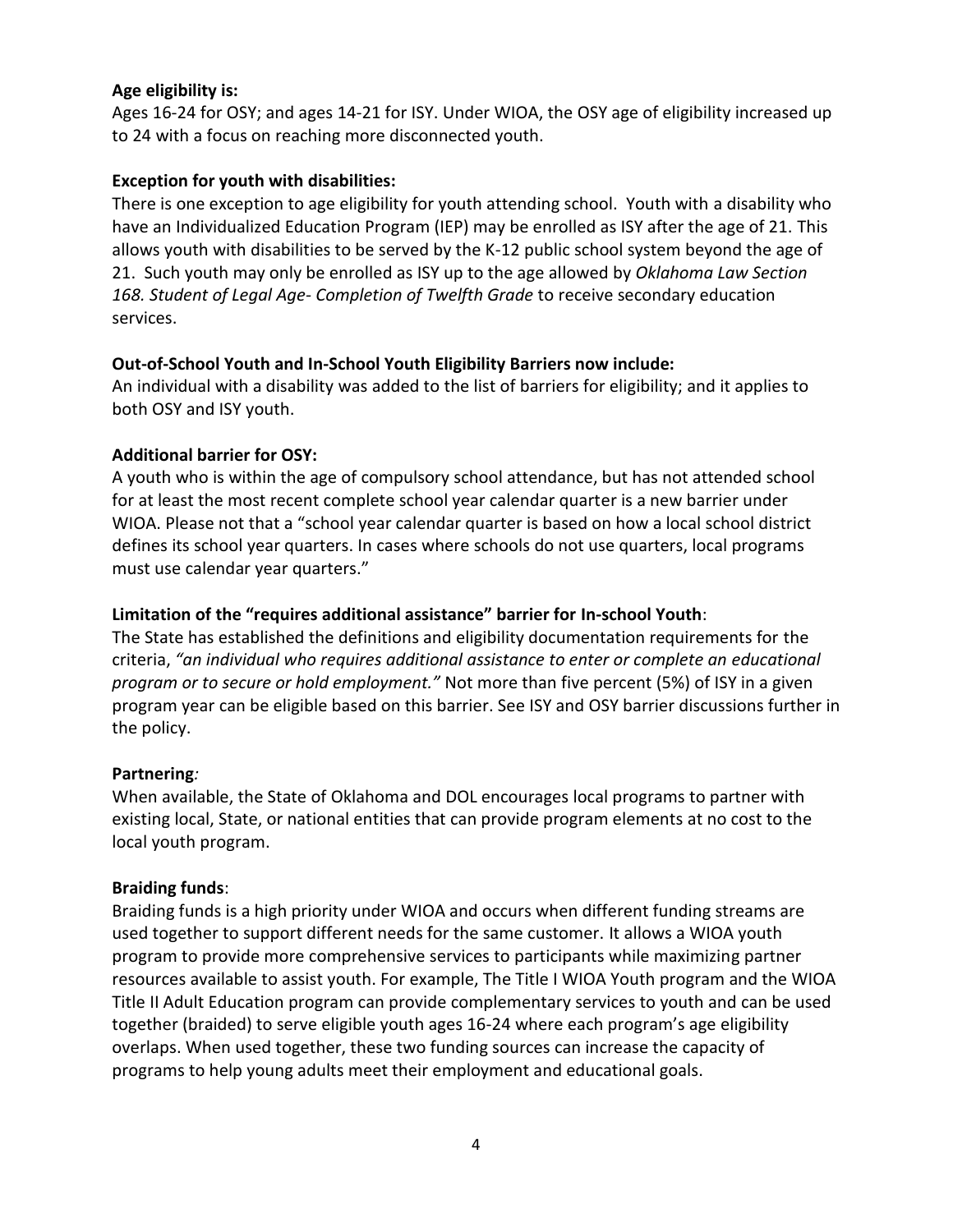**Age eligibility is:**
Ages 16-24 for OSY; and ages 14-21 for ISY. Under WIOA, the OSY age of eligibility increased up to 24 with a focus on reaching more disconnected youth.

**Exception for youth with disabilities:**
There is one exception to age eligibility for youth attending school. Youth with a disability who have an Individualized Education Program (IEP) may be enrolled as ISY after the age of 21. This allows youth with disabilities to be served by the K-12 public school system beyond the age of 21. Such youth may only be enrolled as ISY up to the age allowed by *Oklahoma Law Section 168. Student of Legal Age- Completion of Twelfth Grade* to receive secondary education services.

**Out-of-School Youth and In-School Youth Eligibility Barriers now include:**
An individual with a disability was added to the list of barriers for eligibility; and it applies to both OSY and ISY youth.

**Additional barrier for OSY:**
A youth who is within the age of compulsory school attendance, but has not attended school for at least the most recent complete school year calendar quarter is a new barrier under WIOA. Please not that a "school year calendar quarter is based on how a local school district defines its school year quarters. In cases where schools do not use quarters, local programs must use calendar year quarters."

**Limitation of the "requires additional assistance" barrier for In-school Youth**:
The State has established the definitions and eligibility documentation requirements for the criteria, *"an individual who requires additional assistance to enter or complete an educational program or to secure or hold employment."* Not more than five percent (5%) of ISY in a given program year can be eligible based on this barrier. See ISY and OSY barrier discussions further in the policy.

**Partnering***:*
When available, the State of Oklahoma and DOL encourages local programs to partner with existing local, State, or national entities that can provide program elements at no cost to the local youth program.

**Braiding funds**:
Braiding funds is a high priority under WIOA and occurs when different funding streams are used together to support different needs for the same customer. It allows a WIOA youth program to provide more comprehensive services to participants while maximizing partner resources available to assist youth. For example, The Title I WIOA Youth program and the WIOA Title II Adult Education program can provide complementary services to youth and can be used together (braided) to serve eligible youth ages 16-24 where each program's age eligibility overlaps. When used together, these two funding sources can increase the capacity of programs to help young adults meet their employment and educational goals.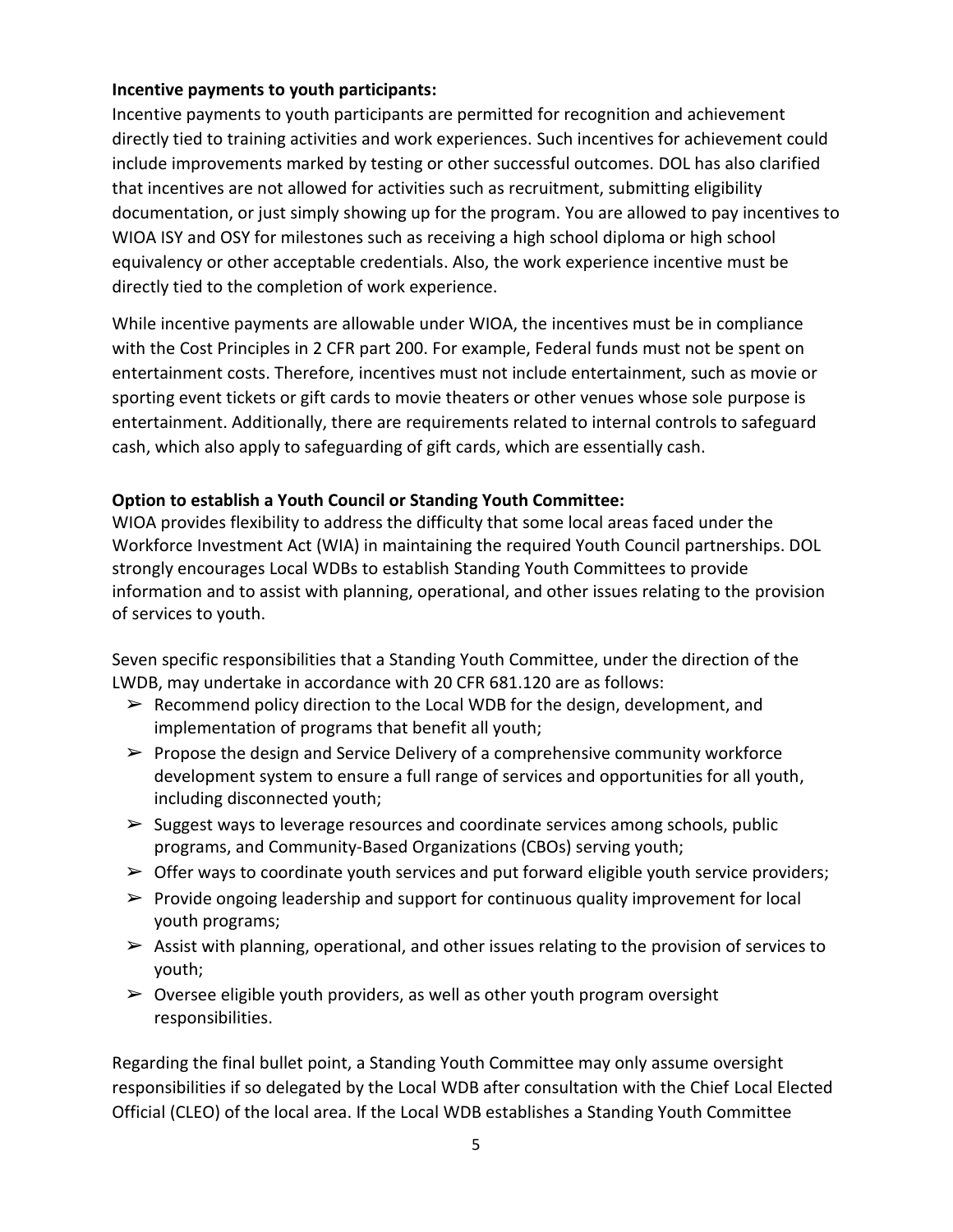**Incentive payments to youth participants:**

Incentive payments to youth participants are permitted for recognition and achievement directly tied to training activities and work experiences. Such incentives for achievement could include improvements marked by testing or other successful outcomes. DOL has also clarified that incentives are not allowed for activities such as recruitment, submitting eligibility documentation, or just simply showing up for the program. You are allowed to pay incentives to WIOA ISY and OSY for milestones such as receiving a high school diploma or high school equivalency or other acceptable credentials. Also, the work experience incentive must be directly tied to the completion of work experience.

While incentive payments are allowable under WIOA, the incentives must be in compliance with the Cost Principles in 2 CFR part 200. For example, Federal funds must not be spent on entertainment costs. Therefore, incentives must not include entertainment, such as movie or sporting event tickets or gift cards to movie theaters or other venues whose sole purpose is entertainment. Additionally, there are requirements related to internal controls to safeguard cash, which also apply to safeguarding of gift cards, which are essentially cash.

**Option to establish a Youth Council or Standing Youth Committee:**

WIOA provides flexibility to address the difficulty that some local areas faced under the Workforce Investment Act (WIA) in maintaining the required Youth Council partnerships. DOL strongly encourages Local WDBs to establish Standing Youth Committees to provide information and to assist with planning, operational, and other issues relating to the provision of services to youth.

Seven specific responsibilities that a Standing Youth Committee, under the direction of the LWDB, may undertake in accordance with 20 CFR 681.120 are as follows:

- Recommend policy direction to the Local WDB for the design, development, and implementation of programs that benefit all youth;
- Propose the design and Service Delivery of a comprehensive community workforce development system to ensure a full range of services and opportunities for all youth, including disconnected youth;
- Suggest ways to leverage resources and coordinate services among schools, public programs, and Community-Based Organizations (CBOs) serving youth;
- Offer ways to coordinate youth services and put forward eligible youth service providers;
- Provide ongoing leadership and support for continuous quality improvement for local youth programs;
- Assist with planning, operational, and other issues relating to the provision of services to youth;
- Oversee eligible youth providers, as well as other youth program oversight responsibilities.

Regarding the final bullet point, a Standing Youth Committee may only assume oversight responsibilities if so delegated by the Local WDB after consultation with the Chief Local Elected Official (CLEO) of the local area. If the Local WDB establishes a Standing Youth Committee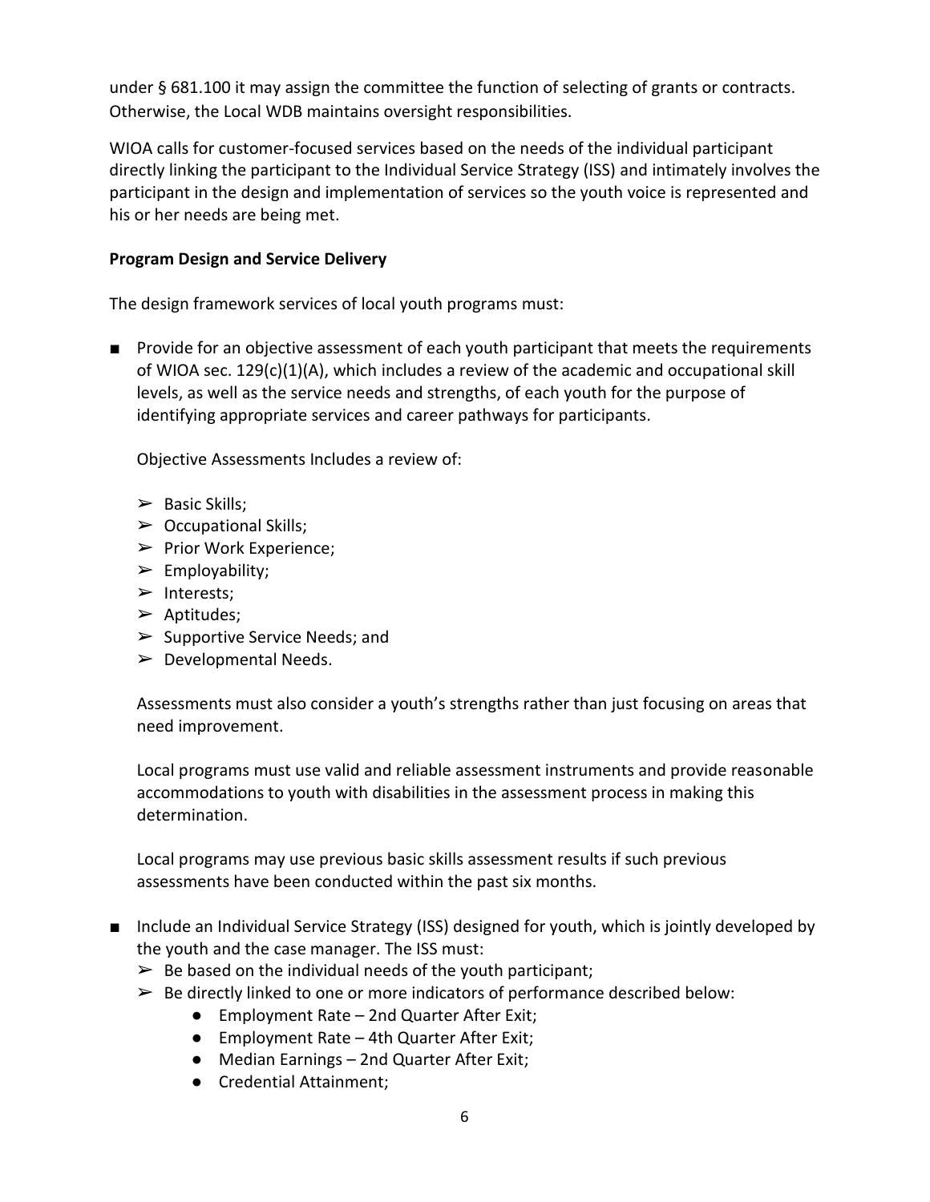under § 681.100 it may assign the committee the function of selecting of grants or contracts. Otherwise, the Local WDB maintains oversight responsibilities.

WIOA calls for customer-focused services based on the needs of the individual participant directly linking the participant to the Individual Service Strategy (ISS) and intimately involves the participant in the design and implementation of services so the youth voice is represented and his or her needs are being met.

**Program Design and Service Delivery**

The design framework services of local youth programs must:

- Provide for an objective assessment of each youth participant that meets the requirements of WIOA sec. 129(c)(1)(A), which includes a review of the academic and occupational skill levels, as well as the service needs and strengths, of each youth for the purpose of identifying appropriate services and career pathways for participants.

  Objective Assessments Includes a review of:

  - Basic Skills;
  - Occupational Skills;
  - Prior Work Experience;
  - Employability;
  - Interests;
  - Aptitudes;
  - Supportive Service Needs; and
  - Developmental Needs.

  Assessments must also consider a youth's strengths rather than just focusing on areas that need improvement.

  Local programs must use valid and reliable assessment instruments and provide reasonable accommodations to youth with disabilities in the assessment process in making this determination.

  Local programs may use previous basic skills assessment results if such previous assessments have been conducted within the past six months.

- Include an Individual Service Strategy (ISS) designed for youth, which is jointly developed by the youth and the case manager. The ISS must:
  - Be based on the individual needs of the youth participant;
  - Be directly linked to one or more indicators of performance described below:
    - Employment Rate – 2nd Quarter After Exit;
    - Employment Rate – 4th Quarter After Exit;
    - Median Earnings – 2nd Quarter After Exit;
    - Credential Attainment;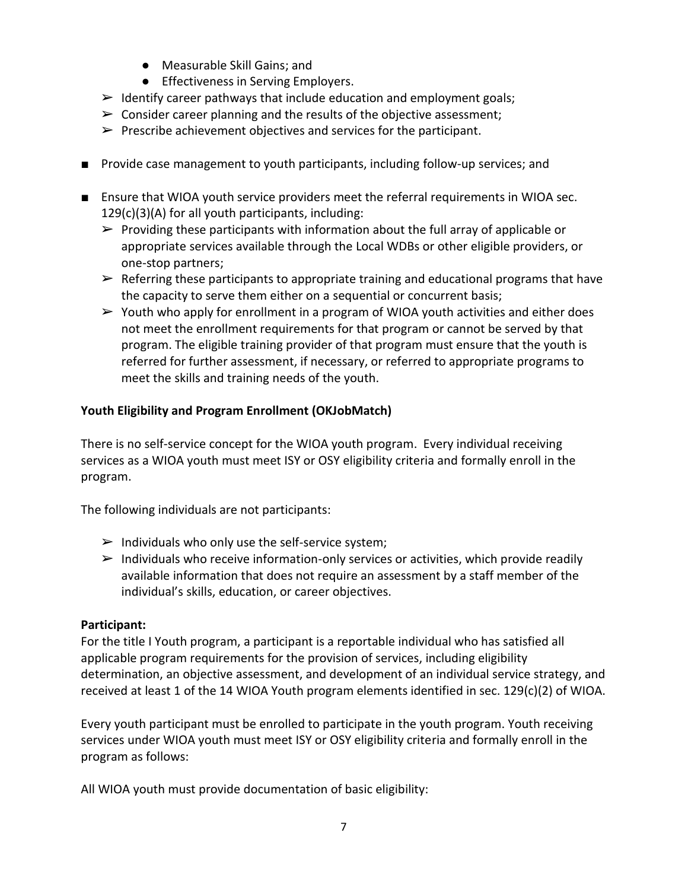- Measurable Skill Gains; and
        - Effectiveness in Serving Employers.
    - ➢ Identify career pathways that include education and employment goals;
    - ➢ Consider career planning and the results of the objective assessment;
    - ➢ Prescribe achievement objectives and services for the participant.

- ■ Provide case management to youth participants, including follow-up services; and

- ■ Ensure that WIOA youth service providers meet the referral requirements in WIOA sec. 129(c)(3)(A) for all youth participants, including:
    - ➢ Providing these participants with information about the full array of applicable or appropriate services available through the Local WDBs or other eligible providers, or one-stop partners;
    - ➢ Referring these participants to appropriate training and educational programs that have the capacity to serve them either on a sequential or concurrent basis;
    - ➢ Youth who apply for enrollment in a program of WIOA youth activities and either does not meet the enrollment requirements for that program or cannot be served by that program. The eligible training provider of that program must ensure that the youth is referred for further assessment, if necessary, or referred to appropriate programs to meet the skills and training needs of the youth.

**Youth Eligibility and Program Enrollment (OKJobMatch)**

There is no self-service concept for the WIOA youth program. Every individual receiving services as a WIOA youth must meet ISY or OSY eligibility criteria and formally enroll in the program.

The following individuals are not participants:

- ➢ Individuals who only use the self-service system;
- ➢ Individuals who receive information-only services or activities, which provide readily available information that does not require an assessment by a staff member of the individual's skills, education, or career objectives.

**Participant:**
For the title I Youth program, a participant is a reportable individual who has satisfied all applicable program requirements for the provision of services, including eligibility determination, an objective assessment, and development of an individual service strategy, and received at least 1 of the 14 WIOA Youth program elements identified in sec. 129(c)(2) of WIOA.

Every youth participant must be enrolled to participate in the youth program. Youth receiving services under WIOA youth must meet ISY or OSY eligibility criteria and formally enroll in the program as follows:

All WIOA youth must provide documentation of basic eligibility: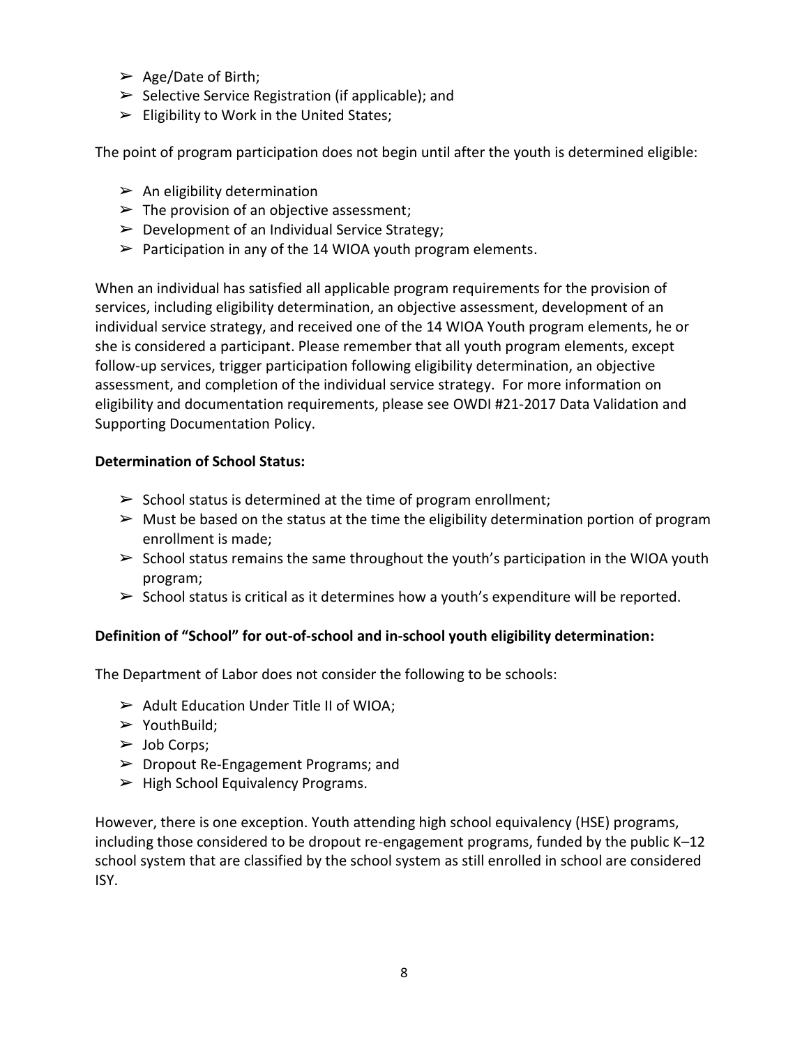- ➢ Age/Date of Birth;
- ➢ Selective Service Registration (if applicable); and
- ➢ Eligibility to Work in the United States;

The point of program participation does not begin until after the youth is determined eligible:

- ➢ An eligibility determination
- ➢ The provision of an objective assessment;
- ➢ Development of an Individual Service Strategy;
- ➢ Participation in any of the 14 WIOA youth program elements.

When an individual has satisfied all applicable program requirements for the provision of services, including eligibility determination, an objective assessment, development of an individual service strategy, and received one of the 14 WIOA Youth program elements, he or she is considered a participant. Please remember that all youth program elements, except follow-up services, trigger participation following eligibility determination, an objective assessment, and completion of the individual service strategy. For more information on eligibility and documentation requirements, please see OWDI #21-2017 Data Validation and Supporting Documentation Policy.

**Determination of School Status:**

- ➢ School status is determined at the time of program enrollment;
- ➢ Must be based on the status at the time the eligibility determination portion of program enrollment is made;
- ➢ School status remains the same throughout the youth's participation in the WIOA youth program;
- ➢ School status is critical as it determines how a youth's expenditure will be reported.

**Definition of "School" for out-of-school and in-school youth eligibility determination:**

The Department of Labor does not consider the following to be schools:

- ➢ Adult Education Under Title II of WIOA;
- ➢ YouthBuild;
- ➢ Job Corps;
- ➢ Dropout Re-Engagement Programs; and
- ➢ High School Equivalency Programs.

However, there is one exception. Youth attending high school equivalency (HSE) programs, including those considered to be dropout re-engagement programs, funded by the public K–12 school system that are classified by the school system as still enrolled in school are considered ISY.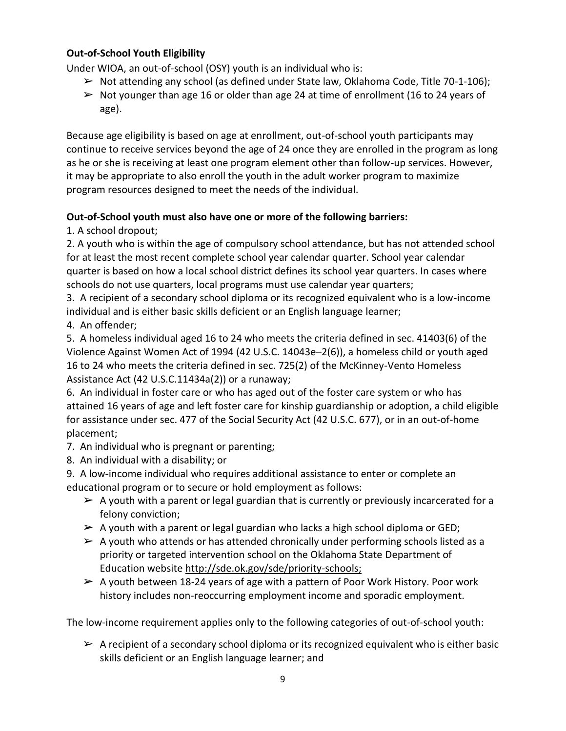**Out-of-School Youth Eligibility**

Under WIOA, an out-of-school (OSY) youth is an individual who is:

- ➢ Not attending any school (as defined under State law, Oklahoma Code, Title 70-1-106);
- ➢ Not younger than age 16 or older than age 24 at time of enrollment (16 to 24 years of age).

Because age eligibility is based on age at enrollment, out-of-school youth participants may continue to receive services beyond the age of 24 once they are enrolled in the program as long as he or she is receiving at least one program element other than follow-up services. However, it may be appropriate to also enroll the youth in the adult worker program to maximize program resources designed to meet the needs of the individual.

**Out-of-School youth must also have one or more of the following barriers:**

1. A school dropout;
2. A youth who is within the age of compulsory school attendance, but has not attended school for at least the most recent complete school year calendar quarter. School year calendar quarter is based on how a local school district defines its school year quarters. In cases where schools do not use quarters, local programs must use calendar year quarters;
3. A recipient of a secondary school diploma or its recognized equivalent who is a low-income individual and is either basic skills deficient or an English language learner;
4. An offender;
5. A homeless individual aged 16 to 24 who meets the criteria defined in sec. 41403(6) of the Violence Against Women Act of 1994 (42 U.S.C. 14043e–2(6)), a homeless child or youth aged 16 to 24 who meets the criteria defined in sec. 725(2) of the McKinney-Vento Homeless Assistance Act (42 U.S.C.11434a(2)) or a runaway;
6. An individual in foster care or who has aged out of the foster care system or who has attained 16 years of age and left foster care for kinship guardianship or adoption, a child eligible for assistance under sec. 477 of the Social Security Act (42 U.S.C. 677), or in an out-of-home placement;
7. An individual who is pregnant or parenting;
8. An individual with a disability; or
9. A low-income individual who requires additional assistance to enter or complete an educational program or to secure or hold employment as follows:
   - ➢ A youth with a parent or legal guardian that is currently or previously incarcerated for a felony conviction;
   - ➢ A youth with a parent or legal guardian who lacks a high school diploma or GED;
   - ➢ A youth who attends or has attended chronically under performing schools listed as a priority or targeted intervention school on the Oklahoma State Department of Education website http://sde.ok.gov/sde/priority-schools;
   - ➢ A youth between 18-24 years of age with a pattern of Poor Work History. Poor work history includes non-reoccurring employment income and sporadic employment.

The low-income requirement applies only to the following categories of out-of-school youth:

- ➢ A recipient of a secondary school diploma or its recognized equivalent who is either basic skills deficient or an English language learner; and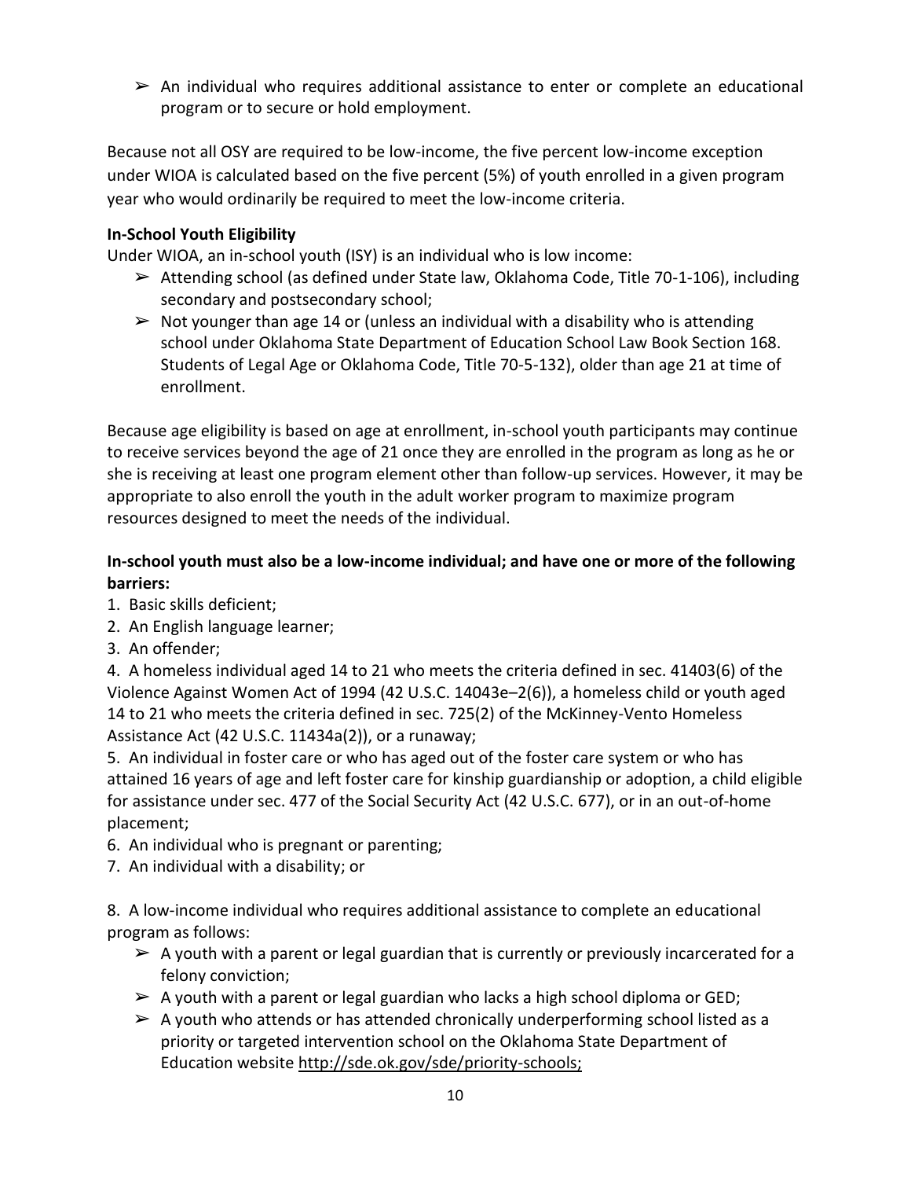- An individual who requires additional assistance to enter or complete an educational program or to secure or hold employment.

Because not all OSY are required to be low-income, the five percent low-income exception under WIOA is calculated based on the five percent (5%) of youth enrolled in a given program year who would ordinarily be required to meet the low-income criteria.

**In-School Youth Eligibility**

Under WIOA, an in-school youth (ISY) is an individual who is low income:

- Attending school (as defined under State law, Oklahoma Code, Title 70-1-106), including secondary and postsecondary school;
- Not younger than age 14 or (unless an individual with a disability who is attending school under Oklahoma State Department of Education School Law Book Section 168. Students of Legal Age or Oklahoma Code, Title 70-5-132), older than age 21 at time of enrollment.

Because age eligibility is based on age at enrollment, in-school youth participants may continue to receive services beyond the age of 21 once they are enrolled in the program as long as he or she is receiving at least one program element other than follow-up services. However, it may be appropriate to also enroll the youth in the adult worker program to maximize program resources designed to meet the needs of the individual.

**In-school youth must also be a low-income individual; and have one or more of the following barriers:**

1. Basic skills deficient;
2. An English language learner;
3. An offender;
4. A homeless individual aged 14 to 21 who meets the criteria defined in sec. 41403(6) of the Violence Against Women Act of 1994 (42 U.S.C. 14043e–2(6)), a homeless child or youth aged 14 to 21 who meets the criteria defined in sec. 725(2) of the McKinney-Vento Homeless Assistance Act (42 U.S.C. 11434a(2)), or a runaway;
5. An individual in foster care or who has aged out of the foster care system or who has attained 16 years of age and left foster care for kinship guardianship or adoption, a child eligible for assistance under sec. 477 of the Social Security Act (42 U.S.C. 677), or in an out-of-home placement;
6. An individual who is pregnant or parenting;
7. An individual with a disability; or
8. A low-income individual who requires additional assistance to complete an educational program as follows:
   - A youth with a parent or legal guardian that is currently or previously incarcerated for a felony conviction;
   - A youth with a parent or legal guardian who lacks a high school diploma or GED;
   - A youth who attends or has attended chronically underperforming school listed as a priority or targeted intervention school on the Oklahoma State Department of Education website http://sde.ok.gov/sde/priority-schools;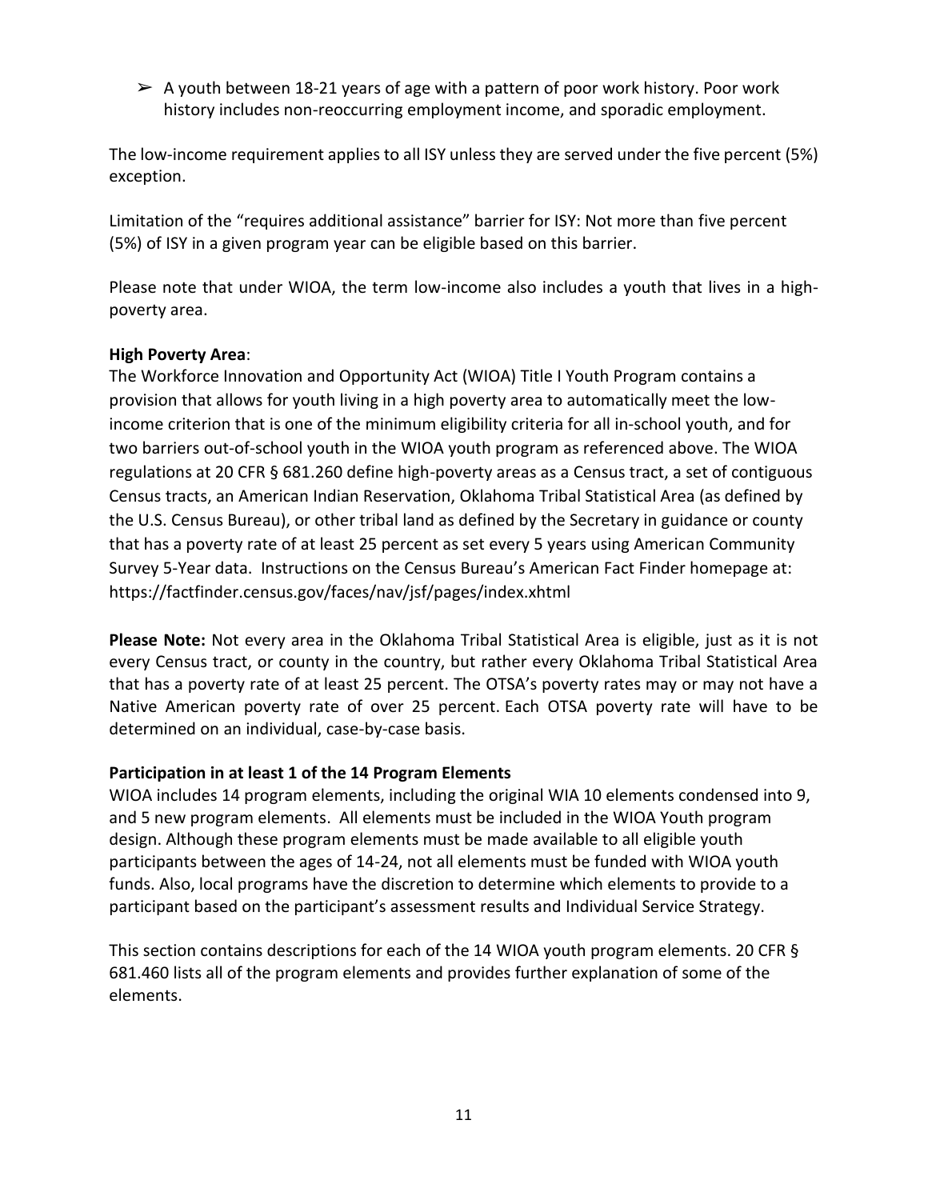- A youth between 18-21 years of age with a pattern of poor work history. Poor work history includes non-reoccurring employment income, and sporadic employment.

The low-income requirement applies to all ISY unless they are served under the five percent (5%) exception.

Limitation of the "requires additional assistance" barrier for ISY: Not more than five percent (5%) of ISY in a given program year can be eligible based on this barrier.

Please note that under WIOA, the term low-income also includes a youth that lives in a high-poverty area.

**High Poverty Area**:
The Workforce Innovation and Opportunity Act (WIOA) Title I Youth Program contains a provision that allows for youth living in a high poverty area to automatically meet the low-income criterion that is one of the minimum eligibility criteria for all in-school youth, and for two barriers out-of-school youth in the WIOA youth program as referenced above. The WIOA regulations at 20 CFR § 681.260 define high-poverty areas as a Census tract, a set of contiguous Census tracts, an American Indian Reservation, Oklahoma Tribal Statistical Area (as defined by the U.S. Census Bureau), or other tribal land as defined by the Secretary in guidance or county that has a poverty rate of at least 25 percent as set every 5 years using American Community Survey 5-Year data. Instructions on the Census Bureau's American Fact Finder homepage at: https://factfinder.census.gov/faces/nav/jsf/pages/index.xhtml

**Please Note:** Not every area in the Oklahoma Tribal Statistical Area is eligible, just as it is not every Census tract, or county in the country, but rather every Oklahoma Tribal Statistical Area that has a poverty rate of at least 25 percent. The OTSA's poverty rates may or may not have a Native American poverty rate of over 25 percent. Each OTSA poverty rate will have to be determined on an individual, case-by-case basis.

**Participation in at least 1 of the 14 Program Elements**
WIOA includes 14 program elements, including the original WIA 10 elements condensed into 9, and 5 new program elements. All elements must be included in the WIOA Youth program design. Although these program elements must be made available to all eligible youth participants between the ages of 14-24, not all elements must be funded with WIOA youth funds. Also, local programs have the discretion to determine which elements to provide to a participant based on the participant's assessment results and Individual Service Strategy.

This section contains descriptions for each of the 14 WIOA youth program elements. 20 CFR § 681.460 lists all of the program elements and provides further explanation of some of the elements.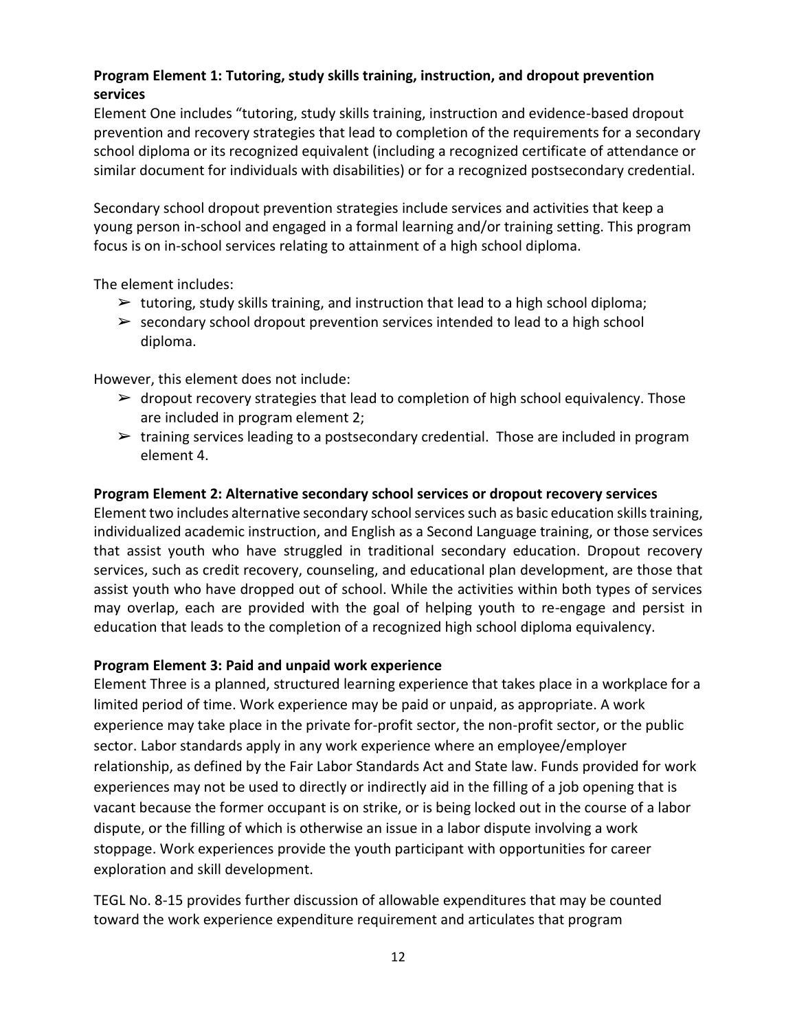**Program Element 1: Tutoring, study skills training, instruction, and dropout prevention services**

Element One includes "tutoring, study skills training, instruction and evidence-based dropout prevention and recovery strategies that lead to completion of the requirements for a secondary school diploma or its recognized equivalent (including a recognized certificate of attendance or similar document for individuals with disabilities) or for a recognized postsecondary credential.

Secondary school dropout prevention strategies include services and activities that keep a young person in-school and engaged in a formal learning and/or training setting. This program focus is on in-school services relating to attainment of a high school diploma.

The element includes:

- ➢ tutoring, study skills training, and instruction that lead to a high school diploma;
- ➢ secondary school dropout prevention services intended to lead to a high school diploma.

However, this element does not include:

- ➢ dropout recovery strategies that lead to completion of high school equivalency. Those are included in program element 2;
- ➢ training services leading to a postsecondary credential. Those are included in program element 4.

**Program Element 2: Alternative secondary school services or dropout recovery services**

Element two includes alternative secondary school services such as basic education skills training, individualized academic instruction, and English as a Second Language training, or those services that assist youth who have struggled in traditional secondary education. Dropout recovery services, such as credit recovery, counseling, and educational plan development, are those that assist youth who have dropped out of school. While the activities within both types of services may overlap, each are provided with the goal of helping youth to re-engage and persist in education that leads to the completion of a recognized high school diploma equivalency.

**Program Element 3: Paid and unpaid work experience**

Element Three is a planned, structured learning experience that takes place in a workplace for a limited period of time. Work experience may be paid or unpaid, as appropriate. A work experience may take place in the private for-profit sector, the non-profit sector, or the public sector. Labor standards apply in any work experience where an employee/employer relationship, as defined by the Fair Labor Standards Act and State law. Funds provided for work experiences may not be used to directly or indirectly aid in the filling of a job opening that is vacant because the former occupant is on strike, or is being locked out in the course of a labor dispute, or the filling of which is otherwise an issue in a labor dispute involving a work stoppage. Work experiences provide the youth participant with opportunities for career exploration and skill development.

TEGL No. 8-15 provides further discussion of allowable expenditures that may be counted toward the work experience expenditure requirement and articulates that program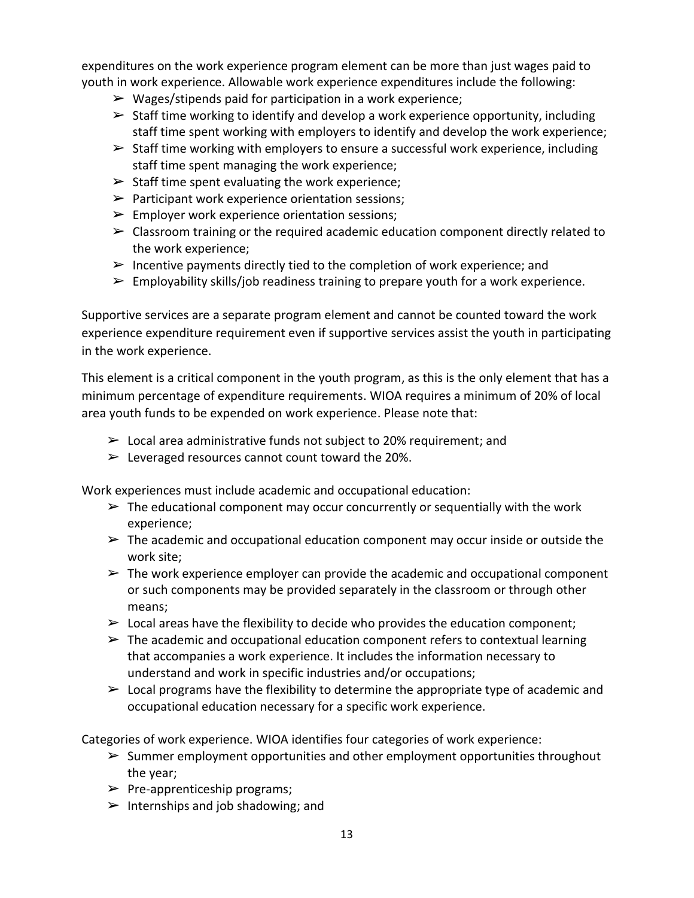expenditures on the work experience program element can be more than just wages paid to youth in work experience. Allowable work experience expenditures include the following:

- Wages/stipends paid for participation in a work experience;
- Staff time working to identify and develop a work experience opportunity, including staff time spent working with employers to identify and develop the work experience;
- Staff time working with employers to ensure a successful work experience, including staff time spent managing the work experience;
- Staff time spent evaluating the work experience;
- Participant work experience orientation sessions;
- Employer work experience orientation sessions;
- Classroom training or the required academic education component directly related to the work experience;
- Incentive payments directly tied to the completion of work experience; and
- Employability skills/job readiness training to prepare youth for a work experience.

Supportive services are a separate program element and cannot be counted toward the work experience expenditure requirement even if supportive services assist the youth in participating in the work experience.

This element is a critical component in the youth program, as this is the only element that has a minimum percentage of expenditure requirements. WIOA requires a minimum of 20% of local area youth funds to be expended on work experience. Please note that:

- Local area administrative funds not subject to 20% requirement; and
- Leveraged resources cannot count toward the 20%.

Work experiences must include academic and occupational education:

- The educational component may occur concurrently or sequentially with the work experience;
- The academic and occupational education component may occur inside or outside the work site;
- The work experience employer can provide the academic and occupational component or such components may be provided separately in the classroom or through other means;
- Local areas have the flexibility to decide who provides the education component;
- The academic and occupational education component refers to contextual learning that accompanies a work experience. It includes the information necessary to understand and work in specific industries and/or occupations;
- Local programs have the flexibility to determine the appropriate type of academic and occupational education necessary for a specific work experience.

Categories of work experience. WIOA identifies four categories of work experience:

- Summer employment opportunities and other employment opportunities throughout the year;
- Pre-apprenticeship programs;
- Internships and job shadowing; and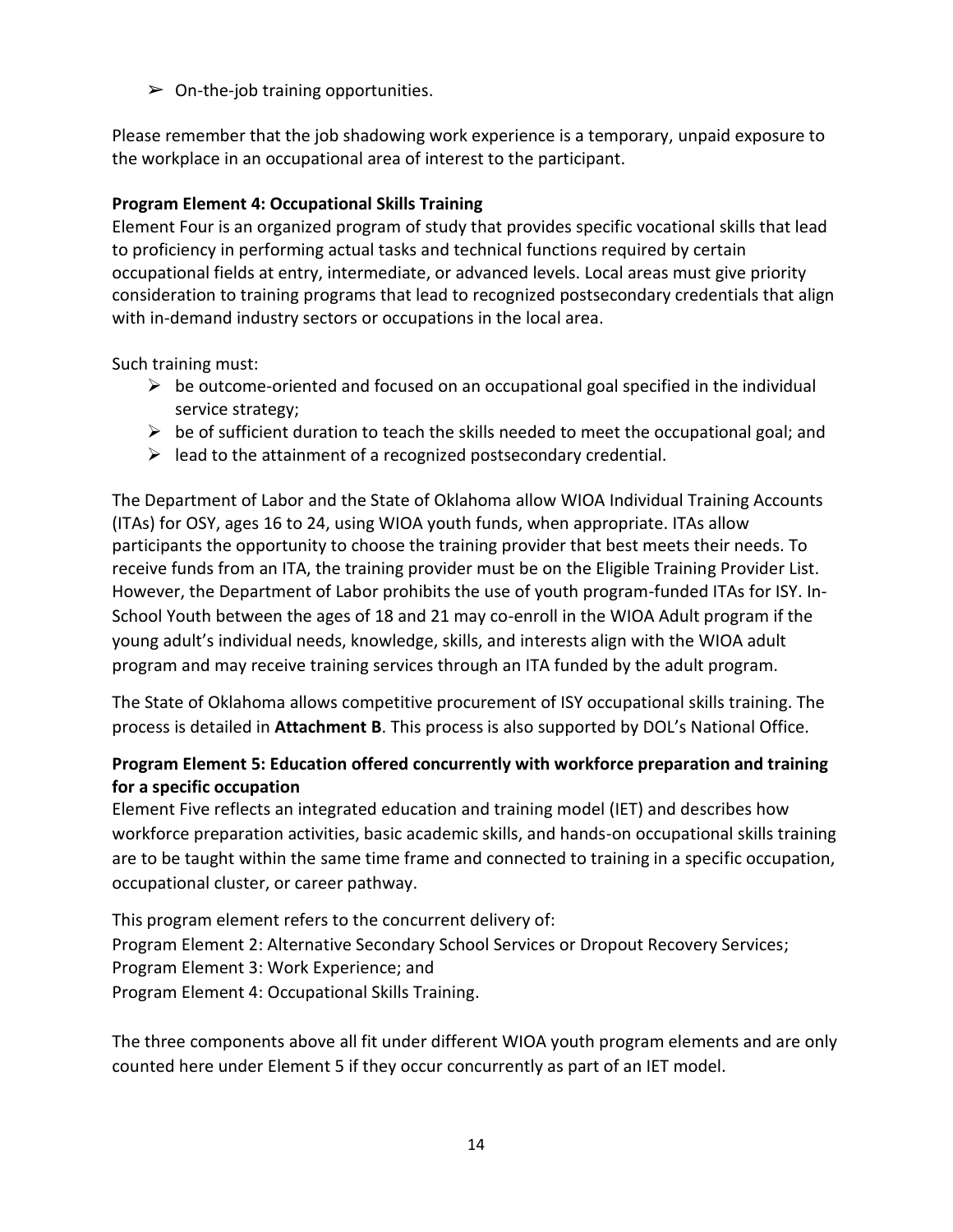- On-the-job training opportunities.

Please remember that the job shadowing work experience is a temporary, unpaid exposure to the workplace in an occupational area of interest to the participant.

**Program Element 4: Occupational Skills Training**
Element Four is an organized program of study that provides specific vocational skills that lead to proficiency in performing actual tasks and technical functions required by certain occupational fields at entry, intermediate, or advanced levels. Local areas must give priority consideration to training programs that lead to recognized postsecondary credentials that align with in-demand industry sectors or occupations in the local area.

Such training must:

- be outcome-oriented and focused on an occupational goal specified in the individual service strategy;
- be of sufficient duration to teach the skills needed to meet the occupational goal; and
- lead to the attainment of a recognized postsecondary credential.

The Department of Labor and the State of Oklahoma allow WIOA Individual Training Accounts (ITAs) for OSY, ages 16 to 24, using WIOA youth funds, when appropriate. ITAs allow participants the opportunity to choose the training provider that best meets their needs. To receive funds from an ITA, the training provider must be on the Eligible Training Provider List. However, the Department of Labor prohibits the use of youth program-funded ITAs for ISY. In-School Youth between the ages of 18 and 21 may co-enroll in the WIOA Adult program if the young adult's individual needs, knowledge, skills, and interests align with the WIOA adult program and may receive training services through an ITA funded by the adult program.

The State of Oklahoma allows competitive procurement of ISY occupational skills training. The process is detailed in **Attachment B**. This process is also supported by DOL's National Office.

**Program Element 5: Education offered concurrently with workforce preparation and training for a specific occupation**
Element Five reflects an integrated education and training model (IET) and describes how workforce preparation activities, basic academic skills, and hands-on occupational skills training are to be taught within the same time frame and connected to training in a specific occupation, occupational cluster, or career pathway.

This program element refers to the concurrent delivery of:
Program Element 2: Alternative Secondary School Services or Dropout Recovery Services;
Program Element 3: Work Experience; and
Program Element 4: Occupational Skills Training.

The three components above all fit under different WIOA youth program elements and are only counted here under Element 5 if they occur concurrently as part of an IET model.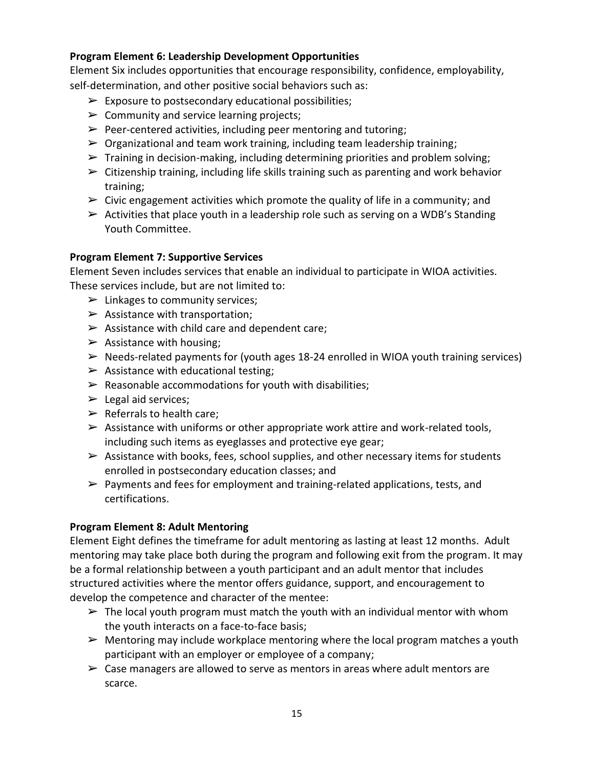**Program Element 6: Leadership Development Opportunities**

Element Six includes opportunities that encourage responsibility, confidence, employability, self-determination, and other positive social behaviors such as:

- Exposure to postsecondary educational possibilities;
- Community and service learning projects;
- Peer-centered activities, including peer mentoring and tutoring;
- Organizational and team work training, including team leadership training;
- Training in decision-making, including determining priorities and problem solving;
- Citizenship training, including life skills training such as parenting and work behavior training;
- Civic engagement activities which promote the quality of life in a community; and
- Activities that place youth in a leadership role such as serving on a WDB's Standing Youth Committee.

**Program Element 7: Supportive Services**

Element Seven includes services that enable an individual to participate in WIOA activities. These services include, but are not limited to:

- Linkages to community services;
- Assistance with transportation;
- Assistance with child care and dependent care;
- Assistance with housing;
- Needs-related payments for (youth ages 18-24 enrolled in WIOA youth training services)
- Assistance with educational testing;
- Reasonable accommodations for youth with disabilities;
- Legal aid services;
- Referrals to health care;
- Assistance with uniforms or other appropriate work attire and work-related tools, including such items as eyeglasses and protective eye gear;
- Assistance with books, fees, school supplies, and other necessary items for students enrolled in postsecondary education classes; and
- Payments and fees for employment and training-related applications, tests, and certifications.

**Program Element 8: Adult Mentoring**

Element Eight defines the timeframe for adult mentoring as lasting at least 12 months. Adult mentoring may take place both during the program and following exit from the program. It may be a formal relationship between a youth participant and an adult mentor that includes structured activities where the mentor offers guidance, support, and encouragement to develop the competence and character of the mentee:

- The local youth program must match the youth with an individual mentor with whom the youth interacts on a face-to-face basis;
- Mentoring may include workplace mentoring where the local program matches a youth participant with an employer or employee of a company;
- Case managers are allowed to serve as mentors in areas where adult mentors are scarce.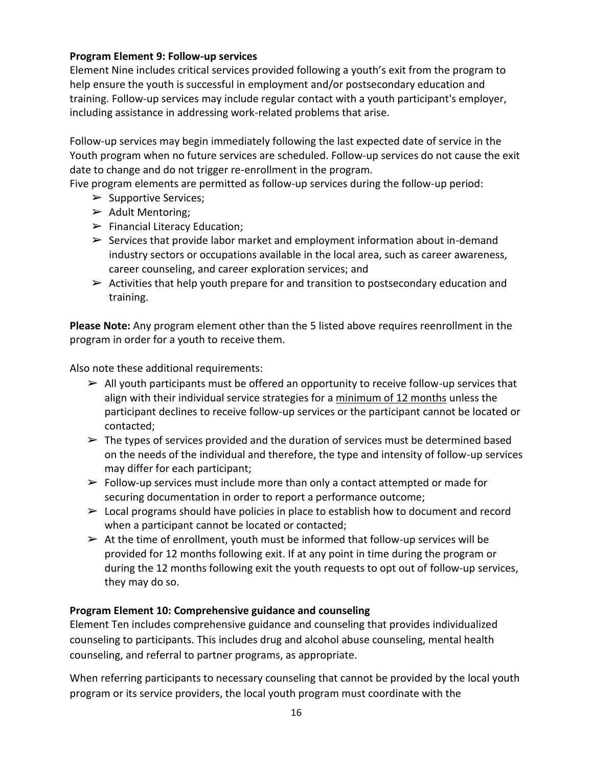**Program Element 9: Follow-up services**

Element Nine includes critical services provided following a youth's exit from the program to help ensure the youth is successful in employment and/or postsecondary education and training. Follow-up services may include regular contact with a youth participant's employer, including assistance in addressing work-related problems that arise.

Follow-up services may begin immediately following the last expected date of service in the Youth program when no future services are scheduled. Follow-up services do not cause the exit date to change and do not trigger re-enrollment in the program.

Five program elements are permitted as follow-up services during the follow-up period:

- ➢ Supportive Services;
- ➢ Adult Mentoring;
- ➢ Financial Literacy Education;
- ➢ Services that provide labor market and employment information about in-demand industry sectors or occupations available in the local area, such as career awareness, career counseling, and career exploration services; and
- ➢ Activities that help youth prepare for and transition to postsecondary education and training.

**Please Note:** Any program element other than the 5 listed above requires reenrollment in the program in order for a youth to receive them.

Also note these additional requirements:

- ➢ All youth participants must be offered an opportunity to receive follow-up services that align with their individual service strategies for a minimum of 12 months unless the participant declines to receive follow-up services or the participant cannot be located or contacted;
- ➢ The types of services provided and the duration of services must be determined based on the needs of the individual and therefore, the type and intensity of follow-up services may differ for each participant;
- ➢ Follow-up services must include more than only a contact attempted or made for securing documentation in order to report a performance outcome;
- ➢ Local programs should have policies in place to establish how to document and record when a participant cannot be located or contacted;
- ➢ At the time of enrollment, youth must be informed that follow-up services will be provided for 12 months following exit. If at any point in time during the program or during the 12 months following exit the youth requests to opt out of follow-up services, they may do so.

**Program Element 10: Comprehensive guidance and counseling**

Element Ten includes comprehensive guidance and counseling that provides individualized counseling to participants. This includes drug and alcohol abuse counseling, mental health counseling, and referral to partner programs, as appropriate.

When referring participants to necessary counseling that cannot be provided by the local youth program or its service providers, the local youth program must coordinate with the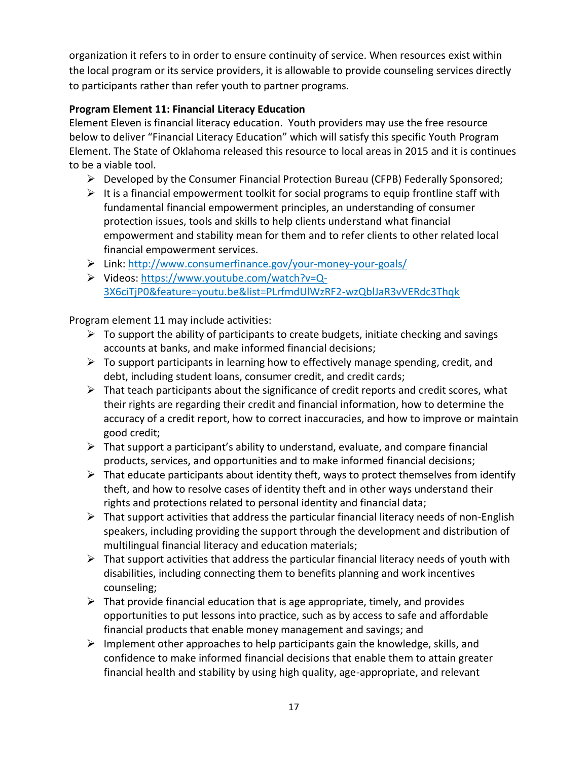organization it refers to in order to ensure continuity of service. When resources exist within the local program or its service providers, it is allowable to provide counseling services directly to participants rather than refer youth to partner programs.

**Program Element 11: Financial Literacy Education**

Element Eleven is financial literacy education. Youth providers may use the free resource below to deliver "Financial Literacy Education" which will satisfy this specific Youth Program Element. The State of Oklahoma released this resource to local areas in 2015 and it is continues to be a viable tool.

- Developed by the Consumer Financial Protection Bureau (CFPB) Federally Sponsored;
- It is a financial empowerment toolkit for social programs to equip frontline staff with fundamental financial empowerment principles, an understanding of consumer protection issues, tools and skills to help clients understand what financial empowerment and stability mean for them and to refer clients to other related local financial empowerment services.
- Link: [http://www.consumerfinance.gov/your-money-your-goals/](http://www.consumerfinance.gov/your-money-your-goals/)
- Videos: [https://www.youtube.com/watch?v=Q-3X6ciTjP0&feature=youtu.be&list=PLrfmdUlWzRF2-wzQblJaR3vVERdc3Thqk](https://www.youtube.com/watch?v=Q-3X6ciTjP0&feature=youtu.be&list=PLrfmdUlWzRF2-wzQblJaR3vVERdc3Thqk)

Program element 11 may include activities:

- To support the ability of participants to create budgets, initiate checking and savings accounts at banks, and make informed financial decisions;
- To support participants in learning how to effectively manage spending, credit, and debt, including student loans, consumer credit, and credit cards;
- That teach participants about the significance of credit reports and credit scores, what their rights are regarding their credit and financial information, how to determine the accuracy of a credit report, how to correct inaccuracies, and how to improve or maintain good credit;
- That support a participant's ability to understand, evaluate, and compare financial products, services, and opportunities and to make informed financial decisions;
- That educate participants about identity theft, ways to protect themselves from identify theft, and how to resolve cases of identity theft and in other ways understand their rights and protections related to personal identity and financial data;
- That support activities that address the particular financial literacy needs of non-English speakers, including providing the support through the development and distribution of multilingual financial literacy and education materials;
- That support activities that address the particular financial literacy needs of youth with disabilities, including connecting them to benefits planning and work incentives counseling;
- That provide financial education that is age appropriate, timely, and provides opportunities to put lessons into practice, such as by access to safe and affordable financial products that enable money management and savings; and
- Implement other approaches to help participants gain the knowledge, skills, and confidence to make informed financial decisions that enable them to attain greater financial health and stability by using high quality, age-appropriate, and relevant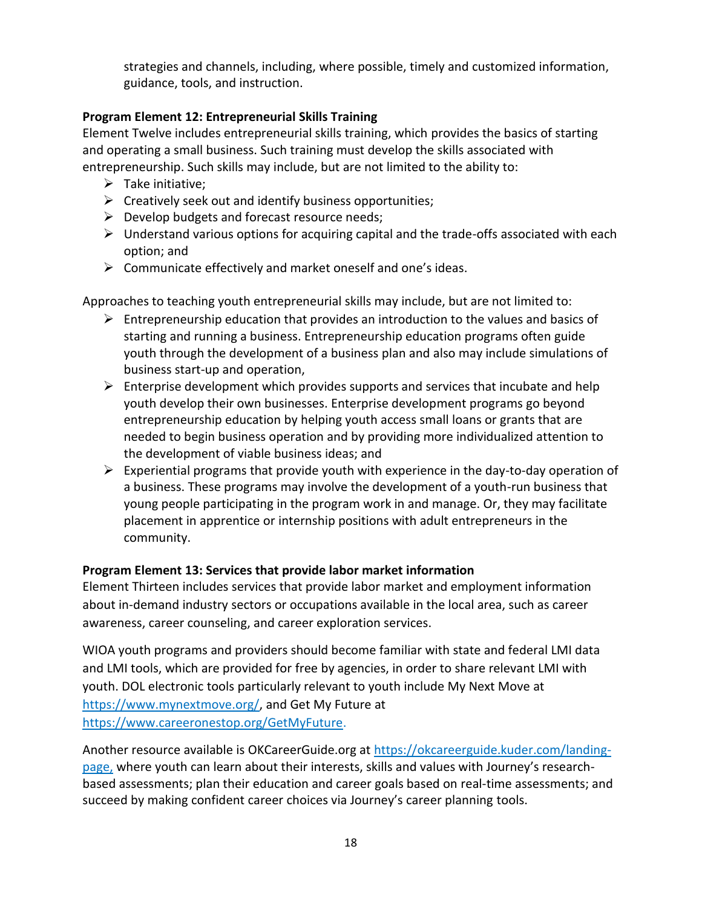strategies and channels, including, where possible, timely and customized information, guidance, tools, and instruction.

**Program Element 12: Entrepreneurial Skills Training**

Element Twelve includes entrepreneurial skills training, which provides the basics of starting and operating a small business. Such training must develop the skills associated with entrepreneurship. Such skills may include, but are not limited to the ability to:

- Take initiative;
- Creatively seek out and identify business opportunities;
- Develop budgets and forecast resource needs;
- Understand various options for acquiring capital and the trade-offs associated with each option; and
- Communicate effectively and market oneself and one's ideas.

Approaches to teaching youth entrepreneurial skills may include, but are not limited to:

- Entrepreneurship education that provides an introduction to the values and basics of starting and running a business. Entrepreneurship education programs often guide youth through the development of a business plan and also may include simulations of business start-up and operation,
- Enterprise development which provides supports and services that incubate and help youth develop their own businesses. Enterprise development programs go beyond entrepreneurship education by helping youth access small loans or grants that are needed to begin business operation and by providing more individualized attention to the development of viable business ideas; and
- Experiential programs that provide youth with experience in the day-to-day operation of a business. These programs may involve the development of a youth-run business that young people participating in the program work in and manage. Or, they may facilitate placement in apprentice or internship positions with adult entrepreneurs in the community.

**Program Element 13: Services that provide labor market information**

Element Thirteen includes services that provide labor market and employment information about in-demand industry sectors or occupations available in the local area, such as career awareness, career counseling, and career exploration services.

WIOA youth programs and providers should become familiar with state and federal LMI data and LMI tools, which are provided for free by agencies, in order to share relevant LMI with youth. DOL electronic tools particularly relevant to youth include My Next Move at https://www.mynextmove.org/, and Get My Future at https://www.careeronestop.org/GetMyFuture.

Another resource available is OKCareerGuide.org at https://okcareerguide.kuder.com/landing-page, where youth can learn about their interests, skills and values with Journey's research-based assessments; plan their education and career goals based on real-time assessments; and succeed by making confident career choices via Journey's career planning tools.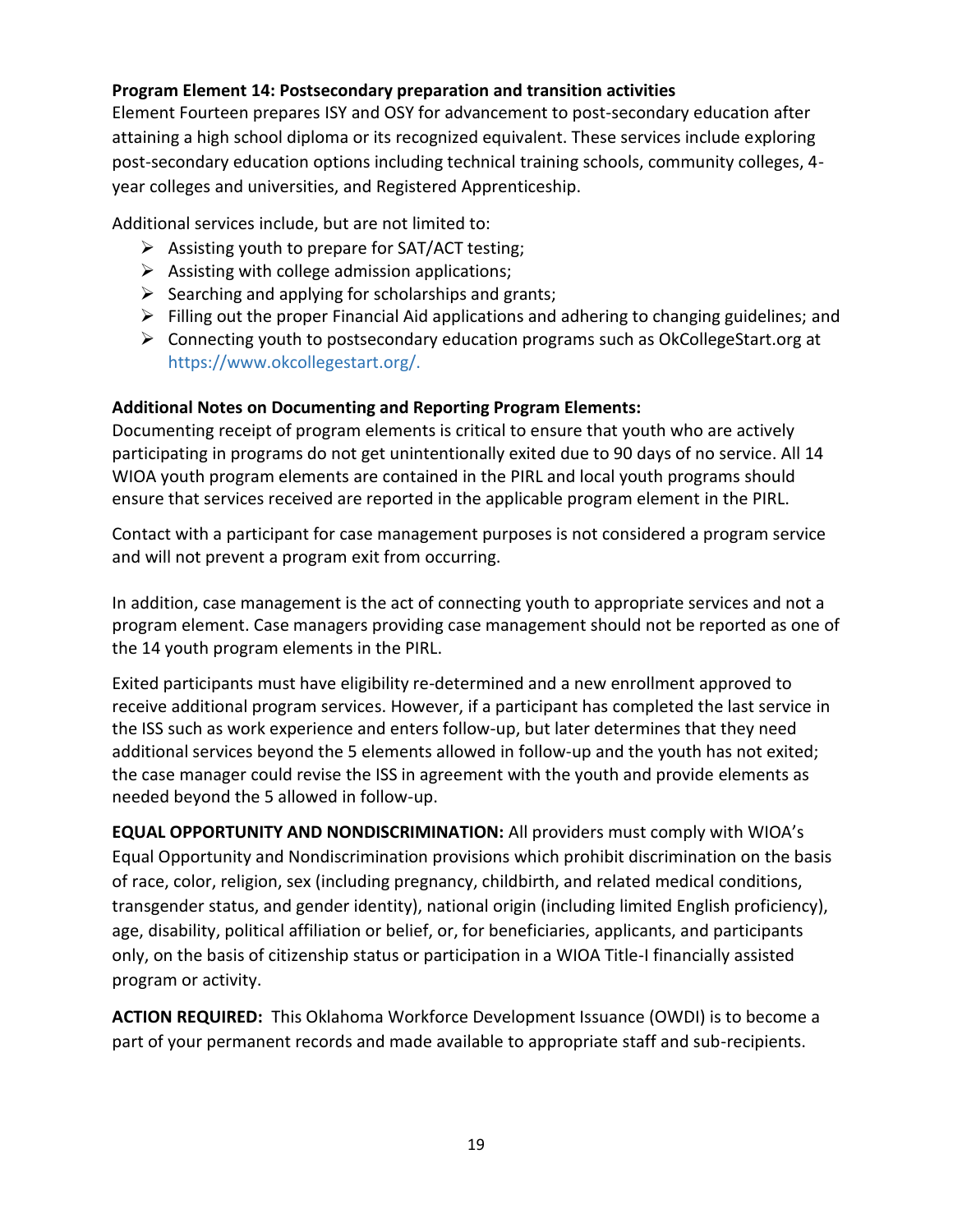**Program Element 14: Postsecondary preparation and transition activities**

Element Fourteen prepares ISY and OSY for advancement to post-secondary education after attaining a high school diploma or its recognized equivalent. These services include exploring post-secondary education options including technical training schools, community colleges, 4-year colleges and universities, and Registered Apprenticeship.

Additional services include, but are not limited to:

- Assisting youth to prepare for SAT/ACT testing;
- Assisting with college admission applications;
- Searching and applying for scholarships and grants;
- Filling out the proper Financial Aid applications and adhering to changing guidelines; and
- Connecting youth to postsecondary education programs such as OkCollegeStart.org at https://www.okcollegestart.org/.

**Additional Notes on Documenting and Reporting Program Elements:**

Documenting receipt of program elements is critical to ensure that youth who are actively participating in programs do not get unintentionally exited due to 90 days of no service. All 14 WIOA youth program elements are contained in the PIRL and local youth programs should ensure that services received are reported in the applicable program element in the PIRL.

Contact with a participant for case management purposes is not considered a program service and will not prevent a program exit from occurring.

In addition, case management is the act of connecting youth to appropriate services and not a program element. Case managers providing case management should not be reported as one of the 14 youth program elements in the PIRL.

Exited participants must have eligibility re-determined and a new enrollment approved to receive additional program services. However, if a participant has completed the last service in the ISS such as work experience and enters follow-up, but later determines that they need additional services beyond the 5 elements allowed in follow-up and the youth has not exited; the case manager could revise the ISS in agreement with the youth and provide elements as needed beyond the 5 allowed in follow-up.

**EQUAL OPPORTUNITY AND NONDISCRIMINATION:** All providers must comply with WIOA's Equal Opportunity and Nondiscrimination provisions which prohibit discrimination on the basis of race, color, religion, sex (including pregnancy, childbirth, and related medical conditions, transgender status, and gender identity), national origin (including limited English proficiency), age, disability, political affiliation or belief, or, for beneficiaries, applicants, and participants only, on the basis of citizenship status or participation in a WIOA Title-I financially assisted program or activity.

**ACTION REQUIRED:** This Oklahoma Workforce Development Issuance (OWDI) is to become a part of your permanent records and made available to appropriate staff and sub-recipients.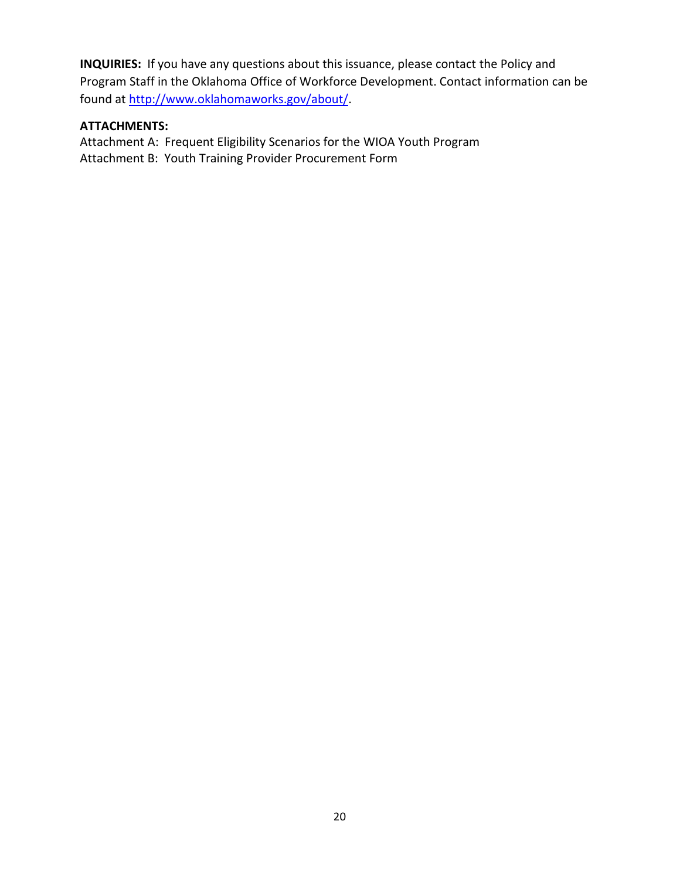**INQUIRIES:** If you have any questions about this issuance, please contact the Policy and Program Staff in the Oklahoma Office of Workforce Development. Contact information can be found at [http://www.oklahomaworks.gov/about/](http://www.oklahomaworks.gov/about/).

**ATTACHMENTS:**
Attachment A: Frequent Eligibility Scenarios for the WIOA Youth Program
Attachment B: Youth Training Provider Procurement Form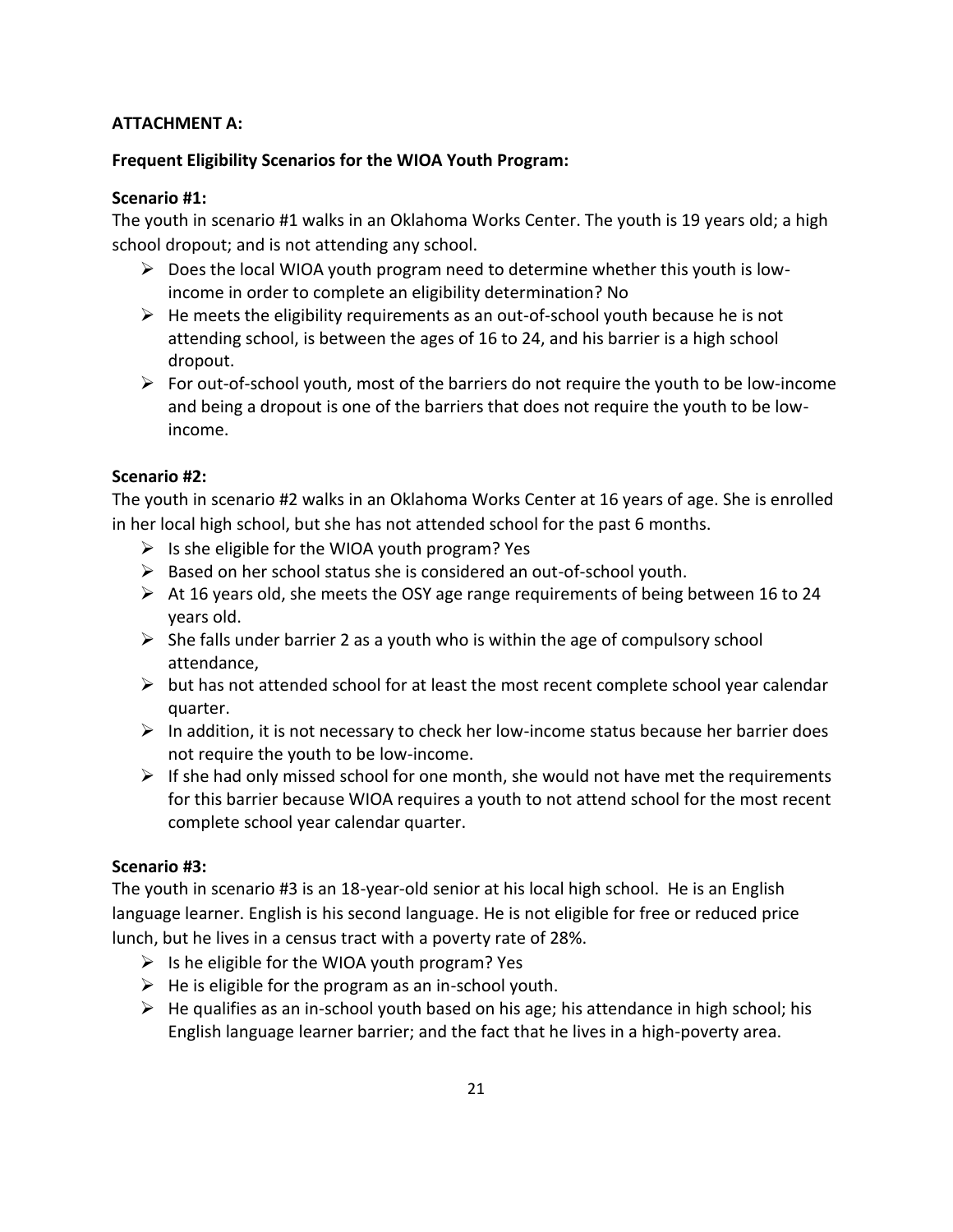**ATTACHMENT A:**

**Frequent Eligibility Scenarios for the WIOA Youth Program:**

**Scenario #1:**

The youth in scenario #1 walks in an Oklahoma Works Center. The youth is 19 years old; a high school dropout; and is not attending any school.

- Does the local WIOA youth program need to determine whether this youth is low-income in order to complete an eligibility determination? No
- He meets the eligibility requirements as an out-of-school youth because he is not attending school, is between the ages of 16 to 24, and his barrier is a high school dropout.
- For out-of-school youth, most of the barriers do not require the youth to be low-income and being a dropout is one of the barriers that does not require the youth to be low-income.

**Scenario #2:**

The youth in scenario #2 walks in an Oklahoma Works Center at 16 years of age. She is enrolled in her local high school, but she has not attended school for the past 6 months.

- Is she eligible for the WIOA youth program? Yes
- Based on her school status she is considered an out-of-school youth.
- At 16 years old, she meets the OSY age range requirements of being between 16 to 24 years old.
- She falls under barrier 2 as a youth who is within the age of compulsory school attendance,
- but has not attended school for at least the most recent complete school year calendar quarter.
- In addition, it is not necessary to check her low-income status because her barrier does not require the youth to be low-income.
- If she had only missed school for one month, she would not have met the requirements for this barrier because WIOA requires a youth to not attend school for the most recent complete school year calendar quarter.

**Scenario #3:**

The youth in scenario #3 is an 18-year-old senior at his local high school. He is an English language learner. English is his second language. He is not eligible for free or reduced price lunch, but he lives in a census tract with a poverty rate of 28%.

- Is he eligible for the WIOA youth program? Yes
- He is eligible for the program as an in-school youth.
- He qualifies as an in-school youth based on his age; his attendance in high school; his English language learner barrier; and the fact that he lives in a high-poverty area.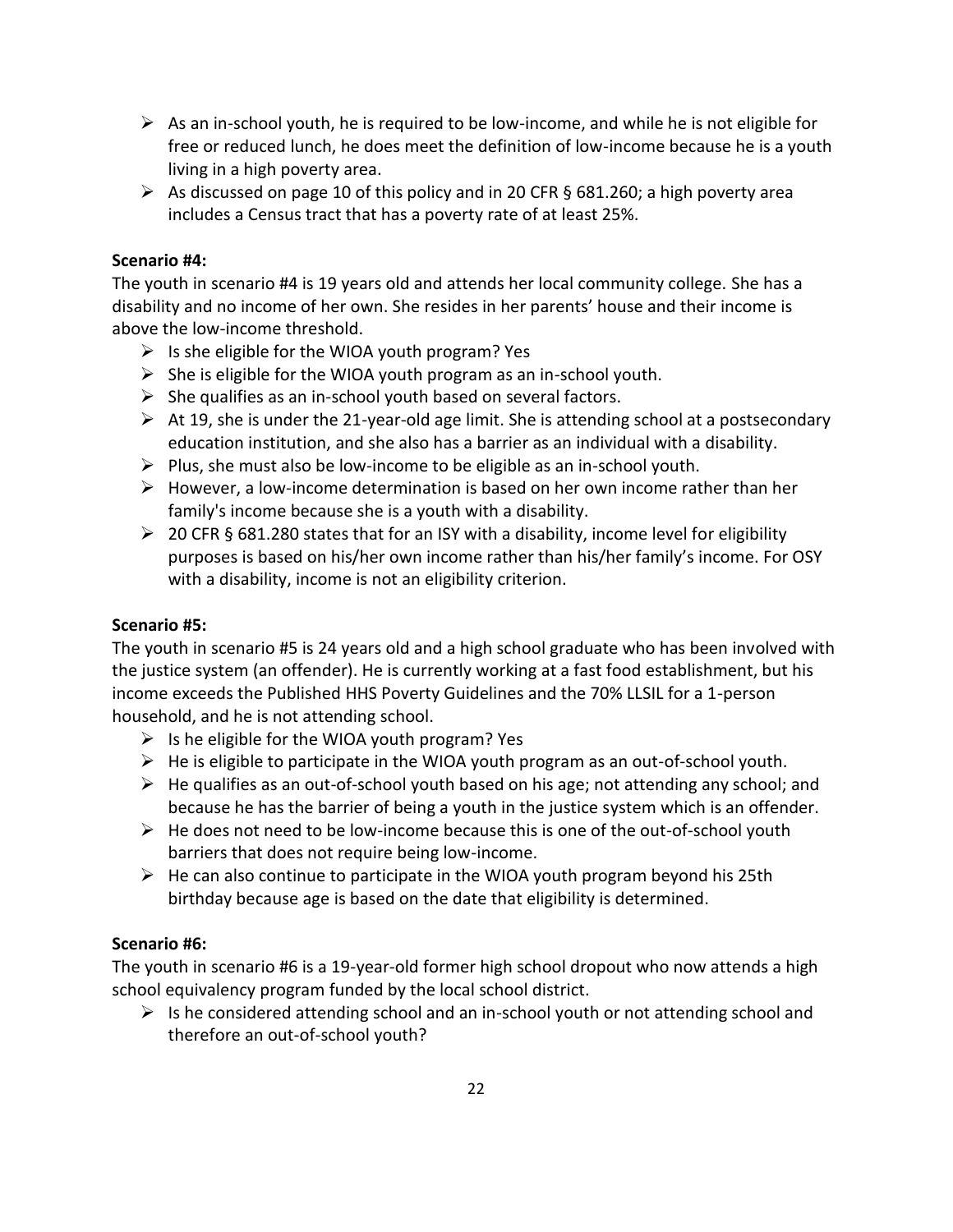- As an in-school youth, he is required to be low-income, and while he is not eligible for free or reduced lunch, he does meet the definition of low-income because he is a youth living in a high poverty area.
- As discussed on page 10 of this policy and in 20 CFR § 681.260; a high poverty area includes a Census tract that has a poverty rate of at least 25%.

**Scenario #4:**

The youth in scenario #4 is 19 years old and attends her local community college. She has a disability and no income of her own. She resides in her parents' house and their income is above the low-income threshold.

- Is she eligible for the WIOA youth program? Yes
- She is eligible for the WIOA youth program as an in-school youth.
- She qualifies as an in-school youth based on several factors.
- At 19, she is under the 21-year-old age limit. She is attending school at a postsecondary education institution, and she also has a barrier as an individual with a disability.
- Plus, she must also be low-income to be eligible as an in-school youth.
- However, a low-income determination is based on her own income rather than her family's income because she is a youth with a disability.
- 20 CFR § 681.280 states that for an ISY with a disability, income level for eligibility purposes is based on his/her own income rather than his/her family's income. For OSY with a disability, income is not an eligibility criterion.

**Scenario #5:**

The youth in scenario #5 is 24 years old and a high school graduate who has been involved with the justice system (an offender). He is currently working at a fast food establishment, but his income exceeds the Published HHS Poverty Guidelines and the 70% LLSIL for a 1-person household, and he is not attending school.

- Is he eligible for the WIOA youth program? Yes
- He is eligible to participate in the WIOA youth program as an out-of-school youth.
- He qualifies as an out-of-school youth based on his age; not attending any school; and because he has the barrier of being a youth in the justice system which is an offender.
- He does not need to be low-income because this is one of the out-of-school youth barriers that does not require being low-income.
- He can also continue to participate in the WIOA youth program beyond his 25th birthday because age is based on the date that eligibility is determined.

**Scenario #6:**

The youth in scenario #6 is a 19-year-old former high school dropout who now attends a high school equivalency program funded by the local school district.

- Is he considered attending school and an in-school youth or not attending school and therefore an out-of-school youth?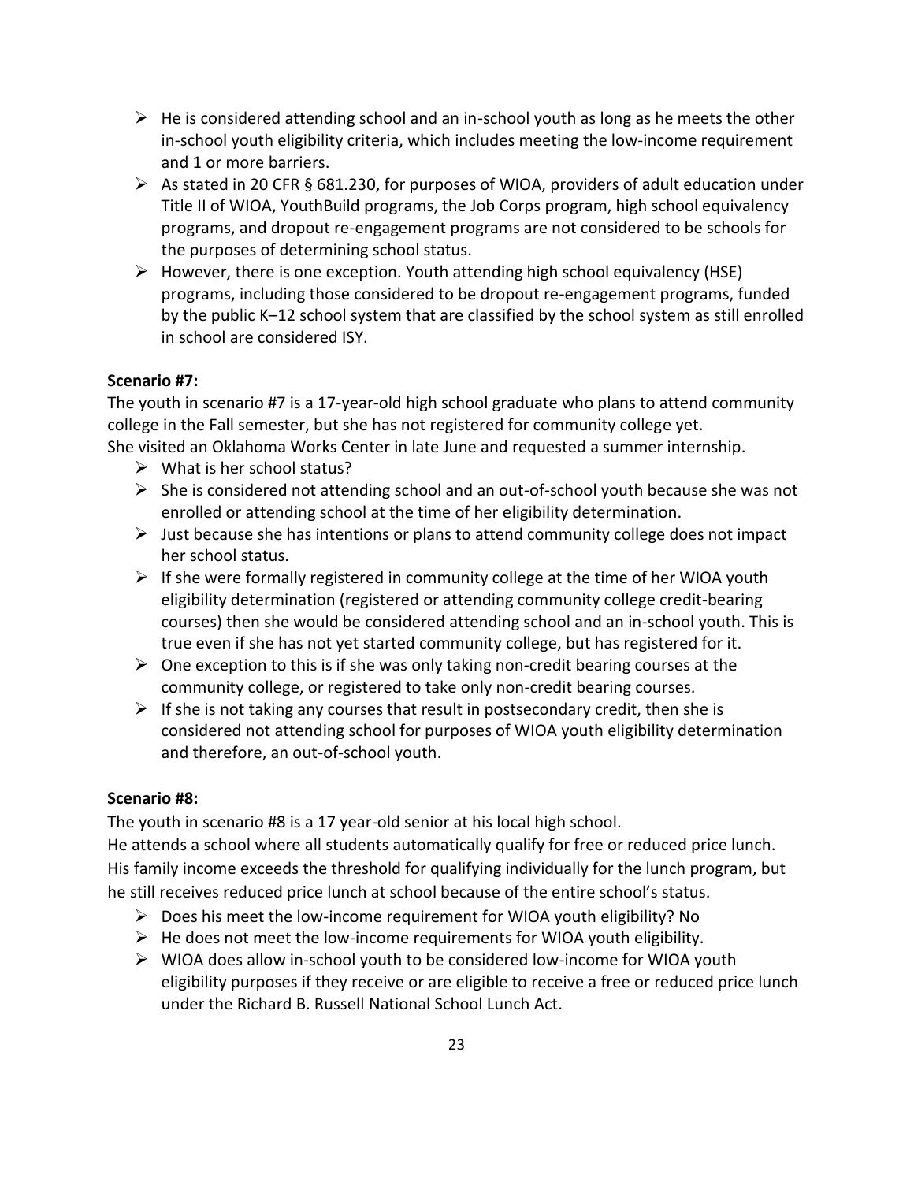- He is considered attending school and an in-school youth as long as he meets the other in-school youth eligibility criteria, which includes meeting the low-income requirement and 1 or more barriers.
- As stated in 20 CFR § 681.230, for purposes of WIOA, providers of adult education under Title II of WIOA, YouthBuild programs, the Job Corps program, high school equivalency programs, and dropout re-engagement programs are not considered to be schools for the purposes of determining school status.
- However, there is one exception. Youth attending high school equivalency (HSE) programs, including those considered to be dropout re-engagement programs, funded by the public K–12 school system that are classified by the school system as still enrolled in school are considered ISY.

**Scenario #7:**

The youth in scenario #7 is a 17-year-old high school graduate who plans to attend community college in the Fall semester, but she has not registered for community college yet.
She visited an Oklahoma Works Center in late June and requested a summer internship.

- What is her school status?
- She is considered not attending school and an out-of-school youth because she was not enrolled or attending school at the time of her eligibility determination.
- Just because she has intentions or plans to attend community college does not impact her school status.
- If she were formally registered in community college at the time of her WIOA youth eligibility determination (registered or attending community college credit-bearing courses) then she would be considered attending school and an in-school youth. This is true even if she has not yet started community college, but has registered for it.
- One exception to this is if she was only taking non-credit bearing courses at the community college, or registered to take only non-credit bearing courses.
- If she is not taking any courses that result in postsecondary credit, then she is considered not attending school for purposes of WIOA youth eligibility determination and therefore, an out-of-school youth.

**Scenario #8:**

The youth in scenario #8 is a 17 year-old senior at his local high school.
He attends a school where all students automatically qualify for free or reduced price lunch. His family income exceeds the threshold for qualifying individually for the lunch program, but he still receives reduced price lunch at school because of the entire school's status.

- Does his meet the low-income requirement for WIOA youth eligibility? No
- He does not meet the low-income requirements for WIOA youth eligibility.
- WIOA does allow in-school youth to be considered low-income for WIOA youth eligibility purposes if they receive or are eligible to receive a free or reduced price lunch under the Richard B. Russell National School Lunch Act.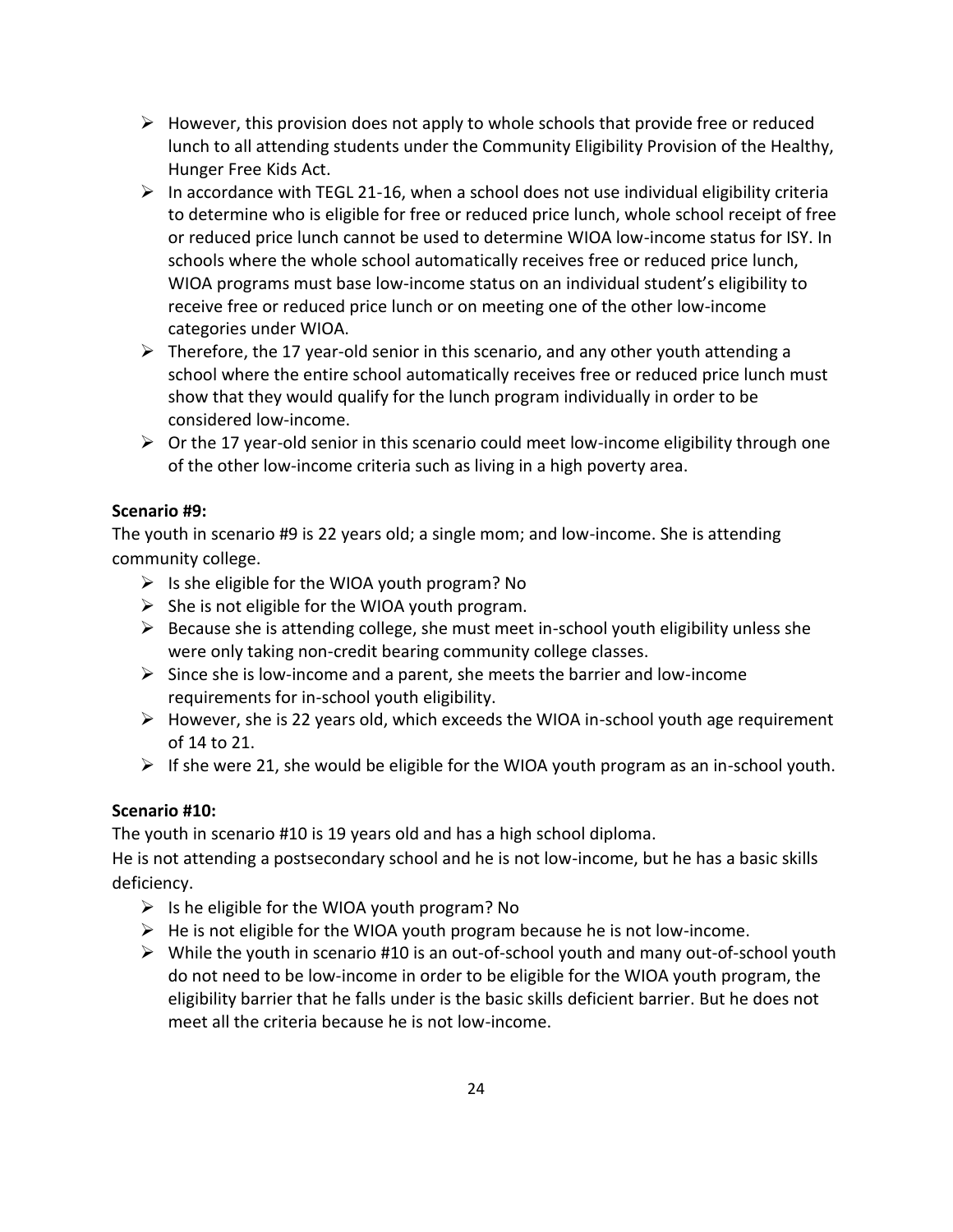- However, this provision does not apply to whole schools that provide free or reduced lunch to all attending students under the Community Eligibility Provision of the Healthy, Hunger Free Kids Act.
- In accordance with TEGL 21-16, when a school does not use individual eligibility criteria to determine who is eligible for free or reduced price lunch, whole school receipt of free or reduced price lunch cannot be used to determine WIOA low-income status for ISY. In schools where the whole school automatically receives free or reduced price lunch, WIOA programs must base low-income status on an individual student's eligibility to receive free or reduced price lunch or on meeting one of the other low-income categories under WIOA.
- Therefore, the 17 year-old senior in this scenario, and any other youth attending a school where the entire school automatically receives free or reduced price lunch must show that they would qualify for the lunch program individually in order to be considered low-income.
- Or the 17 year-old senior in this scenario could meet low-income eligibility through one of the other low-income criteria such as living in a high poverty area.

**Scenario #9:**

The youth in scenario #9 is 22 years old; a single mom; and low-income. She is attending community college.

- Is she eligible for the WIOA youth program? No
- She is not eligible for the WIOA youth program.
- Because she is attending college, she must meet in-school youth eligibility unless she were only taking non-credit bearing community college classes.
- Since she is low-income and a parent, she meets the barrier and low-income requirements for in-school youth eligibility.
- However, she is 22 years old, which exceeds the WIOA in-school youth age requirement of 14 to 21.
- If she were 21, she would be eligible for the WIOA youth program as an in-school youth.

**Scenario #10:**

The youth in scenario #10 is 19 years old and has a high school diploma.

He is not attending a postsecondary school and he is not low-income, but he has a basic skills deficiency.

- Is he eligible for the WIOA youth program? No
- He is not eligible for the WIOA youth program because he is not low-income.
- While the youth in scenario #10 is an out-of-school youth and many out-of-school youth do not need to be low-income in order to be eligible for the WIOA youth program, the eligibility barrier that he falls under is the basic skills deficient barrier. But he does not meet all the criteria because he is not low-income.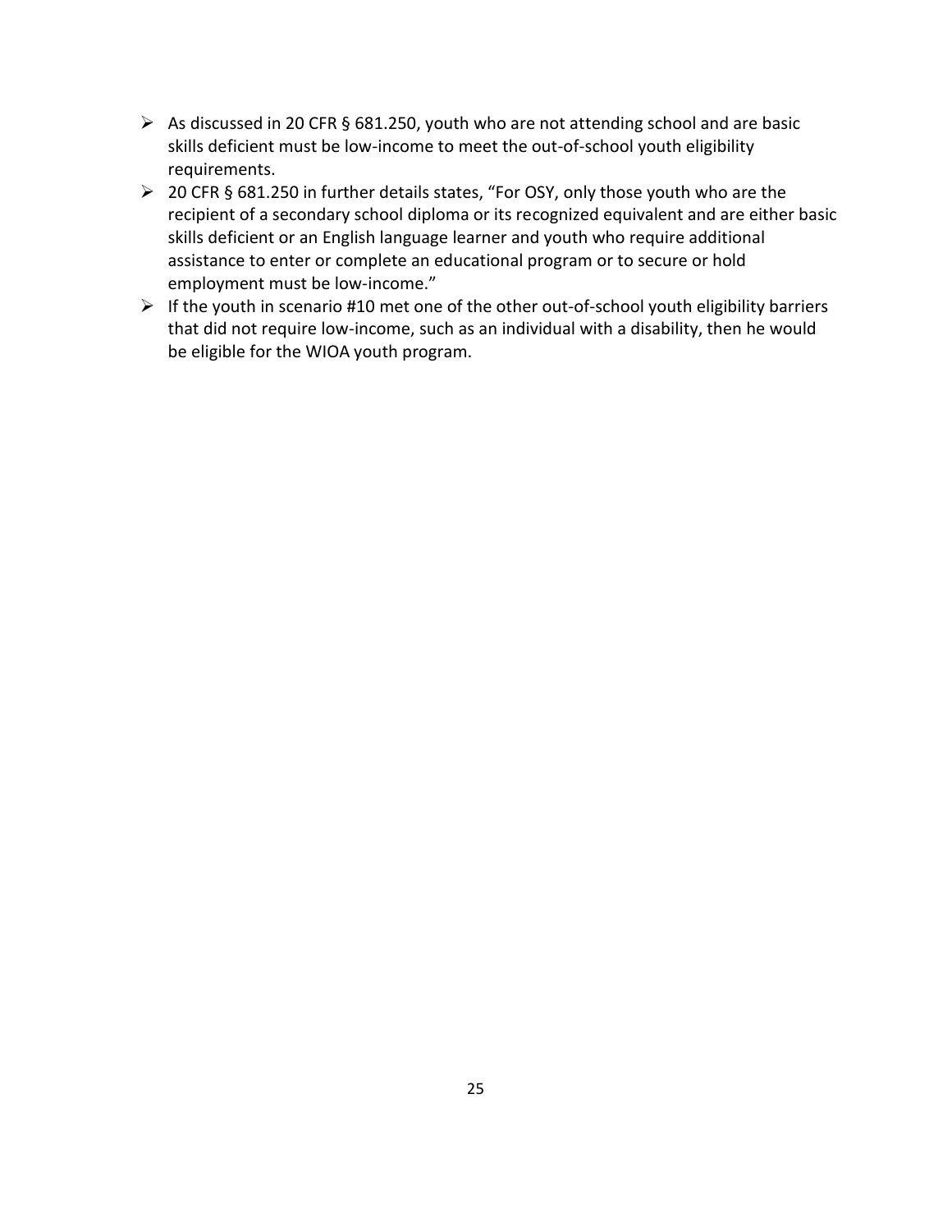- As discussed in 20 CFR § 681.250, youth who are not attending school and are basic skills deficient must be low-income to meet the out-of-school youth eligibility requirements.
- 20 CFR § 681.250 in further details states, "For OSY, only those youth who are the recipient of a secondary school diploma or its recognized equivalent and are either basic skills deficient or an English language learner and youth who require additional assistance to enter or complete an educational program or to secure or hold employment must be low-income."
- If the youth in scenario #10 met one of the other out-of-school youth eligibility barriers that did not require low-income, such as an individual with a disability, then he would be eligible for the WIOA youth program.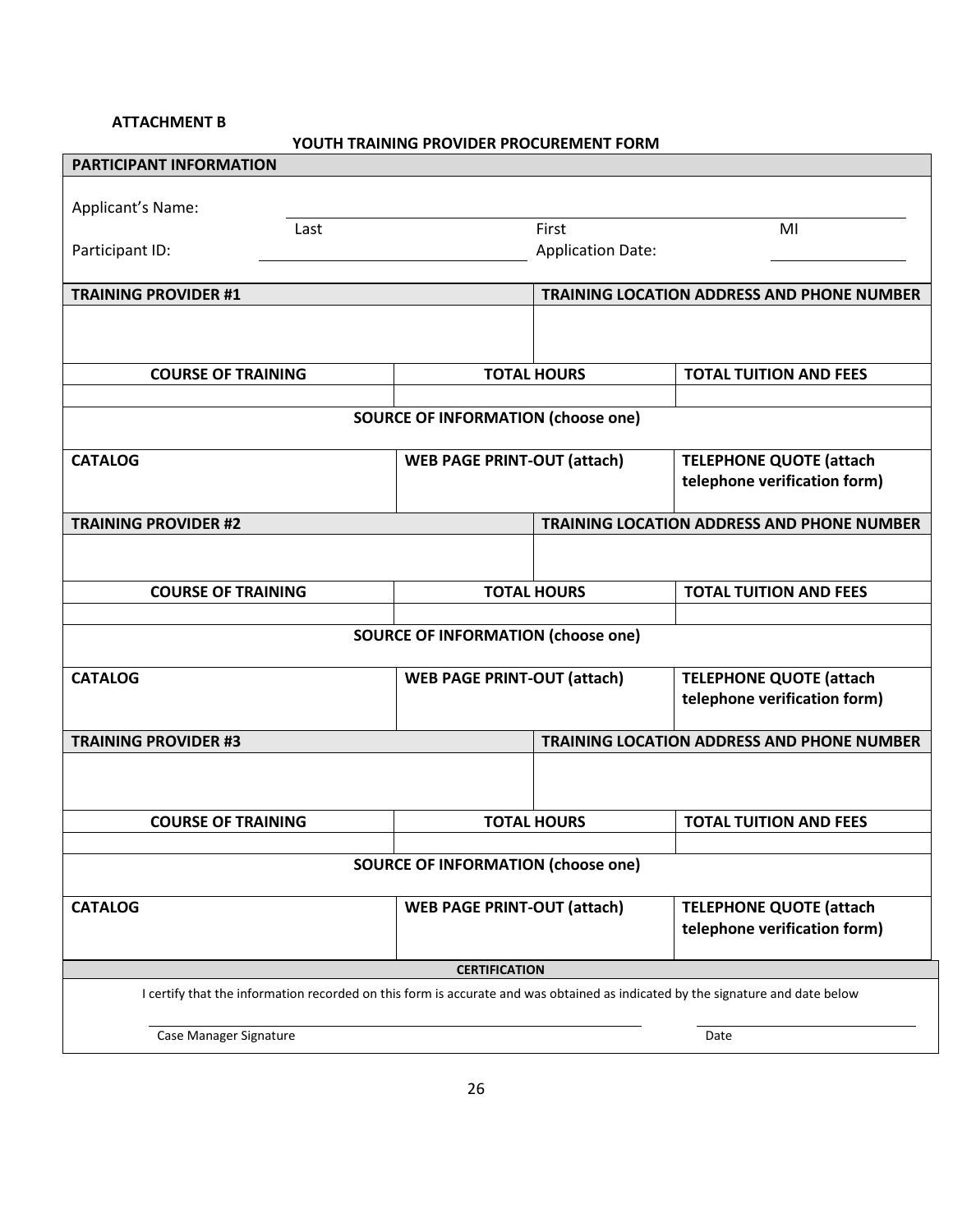**ATTACHMENT B**

**YOUTH TRAINING PROVIDER PROCUREMENT FORM**

| **PARTICIPANT INFORMATION** | | |
|---|---|---|
| Applicant's Name: ______ Last | First | MI |
| Participant ID: ______ | Application Date: ______ | |

| **TRAINING PROVIDER #1** | | **TRAINING LOCATION ADDRESS AND PHONE NUMBER** |
|---|---|---|
| | | |
| **COURSE OF TRAINING** | **TOTAL HOURS** | **TOTAL TUITION AND FEES** |
| | | |
| **SOURCE OF INFORMATION (choose one)** | | |
| **CATALOG** | **WEB PAGE PRINT-OUT (attach)** | **TELEPHONE QUOTE (attach telephone verification form)** |

| **TRAINING PROVIDER #2** | | **TRAINING LOCATION ADDRESS AND PHONE NUMBER** |
|---|---|---|
| | | |
| **COURSE OF TRAINING** | **TOTAL HOURS** | **TOTAL TUITION AND FEES** |
| | | |
| **SOURCE OF INFORMATION (choose one)** | | |
| **CATALOG** | **WEB PAGE PRINT-OUT (attach)** | **TELEPHONE QUOTE (attach telephone verification form)** |

| **TRAINING PROVIDER #3** | | **TRAINING LOCATION ADDRESS AND PHONE NUMBER** |
|---|---|---|
| | | |
| **COURSE OF TRAINING** | **TOTAL HOURS** | **TOTAL TUITION AND FEES** |
| | | |
| **SOURCE OF INFORMATION (choose one)** | | |
| **CATALOG** | **WEB PAGE PRINT-OUT (attach)** | **TELEPHONE QUOTE (attach telephone verification form)** |

**CERTIFICATION**

I certify that the information recorded on this form is accurate and was obtained as indicated by the signature and date below

______________________________ Case Manager Signature

______________ Date